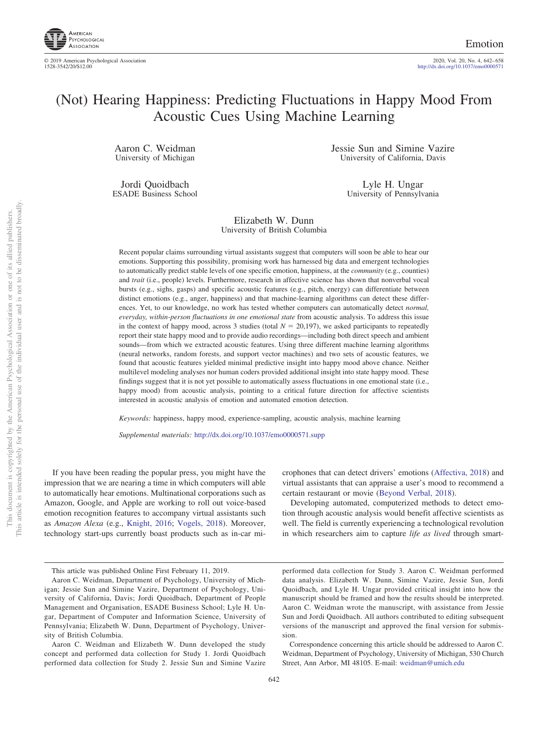# (Not) Hearing Happiness: Predicting Fluctuations in Happy Mood From Acoustic Cues Using Machine Learning

Aaron C. Weidman
University of Michigan

Jessie Sun and Simine Vazire
University of California, Davis

Jordi Quoidbach
ESADE Business School

Lyle H. Ungar
University of Pennsylvania

Elizabeth W. Dunn
University of British Columbia

Recent popular claims surrounding virtual assistants suggest that computers will soon be able to hear our emotions. Supporting this possibility, promising work has harnessed big data and emergent technologies to automatically predict stable levels of one specific emotion, happiness, at the *community* (e.g., counties) and *trait* (i.e., people) levels. Furthermore, research in affective science has shown that nonverbal vocal bursts (e.g., sighs, gasps) and specific acoustic features (e.g., pitch, energy) can differentiate between distinct emotions (e.g., anger, happiness) and that machine-learning algorithms can detect these differences. Yet, to our knowledge, no work has tested whether computers can automatically detect *normal, everyday, within-person fluctuations in one emotional state* from acoustic analysis. To address this issue in the context of happy mood, across 3 studies (total $N = 20{,}197$), we asked participants to repeatedly report their state happy mood and to provide audio recordings—including both direct speech and ambient sounds—from which we extracted acoustic features. Using three different machine learning algorithms (neural networks, random forests, and support vector machines) and two sets of acoustic features, we found that acoustic features yielded minimal predictive insight into happy mood above chance. Neither multilevel modeling analyses nor human coders provided additional insight into state happy mood. These findings suggest that it is not yet possible to automatically assess fluctuations in one emotional state (i.e., happy mood) from acoustic analysis, pointing to a critical future direction for affective scientists interested in acoustic analysis of emotion and automated emotion detection.

*Keywords:* happiness, happy mood, experience-sampling, acoustic analysis, machine learning

*Supplemental materials:* http://dx.doi.org/10.1037/emo0000571.supp

If you have been reading the popular press, you might have the impression that we are nearing a time in which computers will able to automatically hear emotions. Multinational corporations such as Amazon, Google, and Apple are working to roll out voice-based emotion recognition features to accompany virtual assistants such as *Amazon Alexa* (e.g., Knight, 2016; Vogels, 2018). Moreover, technology start-ups currently boast products such as in-car microphones that can detect drivers' emotions (Affectiva, 2018) and virtual assistants that can appraise a user's mood to recommend a certain restaurant or movie (Beyond Verbal, 2018).

Developing automated, computerized methods to detect emotion through acoustic analysis would benefit affective scientists as well. The field is currently experiencing a technological revolution in which researchers aim to capture *life as lived* through smart-

---

This article was published Online First February 11, 2019.

Aaron C. Weidman, Department of Psychology, University of Michigan; Jessie Sun and Simine Vazire, Department of Psychology, University of California, Davis; Jordi Quoidbach, Department of People Management and Organisation, ESADE Business School; Lyle H. Ungar, Department of Computer and Information Science, University of Pennsylvania; Elizabeth W. Dunn, Department of Psychology, University of British Columbia.

Aaron C. Weidman and Elizabeth W. Dunn developed the study concept and performed data collection for Study 1. Jordi Quoidbach performed data collection for Study 2. Jessie Sun and Simine Vazire performed data collection for Study 3. Aaron C. Weidman performed data analysis. Elizabeth W. Dunn, Simine Vazire, Jessie Sun, Jordi Quoidbach, and Lyle H. Ungar provided critical insight into how the manuscript should be framed and how the results should be interpreted. Aaron C. Weidman wrote the manuscript, with assistance from Jessie Sun and Jordi Quoidbach. All authors contributed to editing subsequent versions of the manuscript and approved the final version for submission.

Correspondence concerning this article should be addressed to Aaron C. Weidman, Department of Psychology, University of Michigan, 530 Church Street, Ann Arbor, MI 48105. E-mail: weidman@umich.edu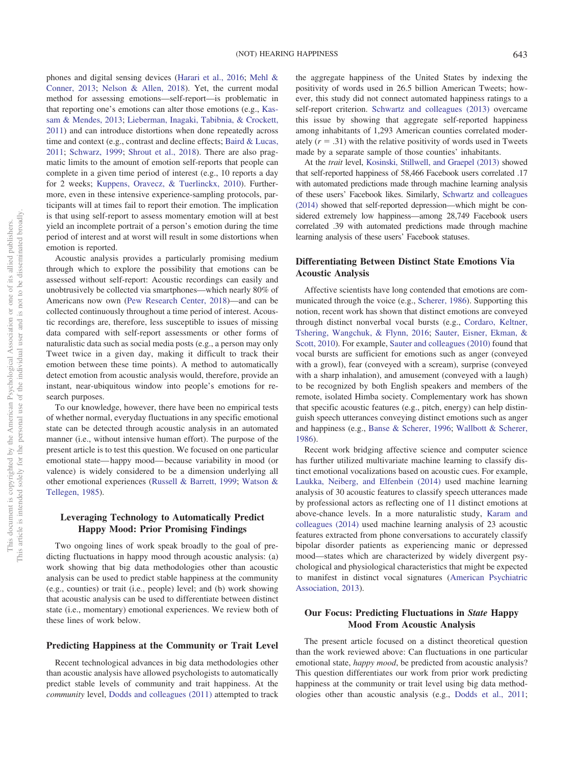phones and digital sensing devices (Harari et al., 2016; Mehl & Conner, 2013; Nelson & Allen, 2018). Yet, the current modal method for assessing emotions—self-report—is problematic in that reporting one's emotions can alter those emotions (e.g., Kassam & Mendes, 2013; Lieberman, Inagaki, Tabibnia, & Crockett, 2011) and can introduce distortions when done repeatedly across time and context (e.g., contrast and decline effects; Baird & Lucas, 2011; Schwarz, 1999; Shrout et al., 2018). There are also pragmatic limits to the amount of emotion self-reports that people can complete in a given time period of interest (e.g., 10 reports a day for 2 weeks; Kuppens, Oravecz, & Tuerlinckx, 2010). Furthermore, even in these intensive experience-sampling protocols, participants will at times fail to report their emotion. The implication is that using self-report to assess momentary emotion will at best yield an incomplete portrait of a person's emotion during the time period of interest and at worst will result in some distortions when emotion is reported.

Acoustic analysis provides a particularly promising medium through which to explore the possibility that emotions can be assessed without self-report: Acoustic recordings can easily and unobtrusively be collected via smartphones—which nearly 80% of Americans now own (Pew Research Center, 2018)—and can be collected continuously throughout a time period of interest. Acoustic recordings are, therefore, less susceptible to issues of missing data compared with self-report assessments or other forms of naturalistic data such as social media posts (e.g., a person may only Tweet twice in a given day, making it difficult to track their emotion between these time points). A method to automatically detect emotion from acoustic analysis would, therefore, provide an instant, near-ubiquitous window into people's emotions for research purposes.

To our knowledge, however, there have been no empirical tests of whether normal, everyday fluctuations in any specific emotional state can be detected through acoustic analysis in an automated manner (i.e., without intensive human effort). The purpose of the present article is to test this question. We focused on one particular emotional state—happy mood—because variability in mood (or valence) is widely considered to be a dimension underlying all other emotional experiences (Russell & Barrett, 1999; Watson & Tellegen, 1985).

## Leveraging Technology to Automatically Predict Happy Mood: Prior Promising Findings

Two ongoing lines of work speak broadly to the goal of predicting fluctuations in happy mood through acoustic analysis: (a) work showing that big data methodologies other than acoustic analysis can be used to predict stable happiness at the community (e.g., counties) or trait (i.e., people) level; and (b) work showing that acoustic analysis can be used to differentiate between distinct state (i.e., momentary) emotional experiences. We review both of these lines of work below.

### Predicting Happiness at the Community or Trait Level

Recent technological advances in big data methodologies other than acoustic analysis have allowed psychologists to automatically predict stable levels of community and trait happiness. At the *community* level, Dodds and colleagues (2011) attempted to track the aggregate happiness of the United States by indexing the positivity of words used in 26.5 billion American Tweets; however, this study did not connect automated happiness ratings to a self-report criterion. Schwartz and colleagues (2013) overcame this issue by showing that aggregate self-reported happiness among inhabitants of 1,293 American counties correlated moderately ($r = .31$) with the relative positivity of words used in Tweets made by a separate sample of those counties' inhabitants.

At the *trait* level, Kosinski, Stillwell, and Graepel (2013) showed that self-reported happiness of 58,466 Facebook users correlated .17 with automated predictions made through machine learning analysis of these users' Facebook likes. Similarly, Schwartz and colleagues (2014) showed that self-reported depression—which might be considered extremely low happiness—among 28,749 Facebook users correlated .39 with automated predictions made through machine learning analysis of these users' Facebook statuses.

### Differentiating Between Distinct State Emotions Via Acoustic Analysis

Affective scientists have long contended that emotions are communicated through the voice (e.g., Scherer, 1986). Supporting this notion, recent work has shown that distinct emotions are conveyed through distinct nonverbal vocal bursts (e.g., Cordaro, Keltner, Tshering, Wangchuk, & Flynn, 2016; Sauter, Eisner, Ekman, & Scott, 2010). For example, Sauter and colleagues (2010) found that vocal bursts are sufficient for emotions such as anger (conveyed with a growl), fear (conveyed with a scream), surprise (conveyed with a sharp inhalation), and amusement (conveyed with a laugh) to be recognized by both English speakers and members of the remote, isolated Himba society. Complementary work has shown that specific acoustic features (e.g., pitch, energy) can help distinguish speech utterances conveying distinct emotions such as anger and happiness (e.g., Banse & Scherer, 1996; Wallbott & Scherer, 1986).

Recent work bridging affective science and computer science has further utilized multivariate machine learning to classify distinct emotional vocalizations based on acoustic cues. For example, Laukka, Neiberg, and Elfenbein (2014) used machine learning analysis of 30 acoustic features to classify speech utterances made by professional actors as reflecting one of 11 distinct emotions at above-chance levels. In a more naturalistic study, Karam and colleagues (2014) used machine learning analysis of 23 acoustic features extracted from phone conversations to accurately classify bipolar disorder patients as experiencing manic or depressed mood—states which are characterized by widely divergent psychological and physiological characteristics that might be expected to manifest in distinct vocal signatures (American Psychiatric Association, 2013).

## Our Focus: Predicting Fluctuations in *State* Happy Mood From Acoustic Analysis

The present article focused on a distinct theoretical question than the work reviewed above: Can fluctuations in one particular emotional state, *happy mood*, be predicted from acoustic analysis? This question differentiates our work from prior work predicting happiness at the community or trait level using big data methodologies other than acoustic analysis (e.g., Dodds et al., 2011;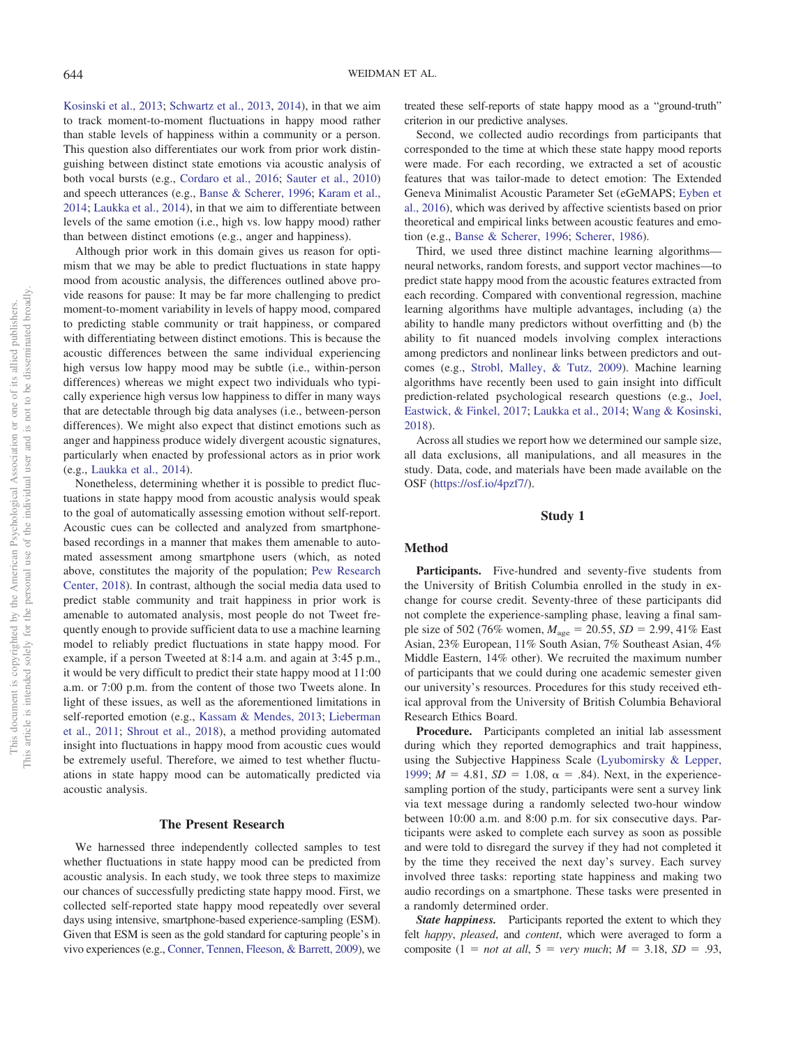Kosinski et al., 2013; Schwartz et al., 2013, 2014), in that we aim to track moment-to-moment fluctuations in happy mood rather than stable levels of happiness within a community or a person. This question also differentiates our work from prior work distinguishing between distinct state emotions via acoustic analysis of both vocal bursts (e.g., Cordaro et al., 2016; Sauter et al., 2010) and speech utterances (e.g., Banse & Scherer, 1996; Karam et al., 2014; Laukka et al., 2014), in that we aim to differentiate between levels of the same emotion (i.e., high vs. low happy mood) rather than between distinct emotions (e.g., anger and happiness).

Although prior work in this domain gives us reason for optimism that we may be able to predict fluctuations in state happy mood from acoustic analysis, the differences outlined above provide reasons for pause: It may be far more challenging to predict moment-to-moment variability in levels of happy mood, compared to predicting stable community or trait happiness, or compared with differentiating between distinct emotions. This is because the acoustic differences between the same individual experiencing high versus low happy mood may be subtle (i.e., within-person differences) whereas we might expect two individuals who typically experience high versus low happiness to differ in many ways that are detectable through big data analyses (i.e., between-person differences). We might also expect that distinct emotions such as anger and happiness produce widely divergent acoustic signatures, particularly when enacted by professional actors as in prior work (e.g., Laukka et al., 2014).

Nonetheless, determining whether it is possible to predict fluctuations in state happy mood from acoustic analysis would speak to the goal of automatically assessing emotion without self-report. Acoustic cues can be collected and analyzed from smartphone-based recordings in a manner that makes them amenable to automated assessment among smartphone users (which, as noted above, constitutes the majority of the population; Pew Research Center, 2018). In contrast, although the social media data used to predict stable community and trait happiness in prior work is amenable to automated analysis, most people do not Tweet frequently enough to provide sufficient data to use a machine learning model to reliably predict fluctuations in state happy mood. For example, if a person Tweeted at 8:14 a.m. and again at 3:45 p.m., it would be very difficult to predict their state happy mood at 11:00 a.m. or 7:00 p.m. from the content of those two Tweets alone. In light of these issues, as well as the aforementioned limitations in self-reported emotion (e.g., Kassam & Mendes, 2013; Lieberman et al., 2011; Shrout et al., 2018), a method providing automated insight into fluctuations in happy mood from acoustic cues would be extremely useful. Therefore, we aimed to test whether fluctuations in state happy mood can be automatically predicted via acoustic analysis.

## The Present Research

We harnessed three independently collected samples to test whether fluctuations in state happy mood can be predicted from acoustic analysis. In each study, we took three steps to maximize our chances of successfully predicting state happy mood. First, we collected self-reported state happy mood repeatedly over several days using intensive, smartphone-based experience-sampling (ESM). Given that ESM is seen as the gold standard for capturing people's in vivo experiences (e.g., Conner, Tennen, Fleeson, & Barrett, 2009), we treated these self-reports of state happy mood as a "ground-truth" criterion in our predictive analyses.

Second, we collected audio recordings from participants that corresponded to the time at which these state happy mood reports were made. For each recording, we extracted a set of acoustic features that was tailor-made to detect emotion: The Extended Geneva Minimalist Acoustic Parameter Set (eGeMAPS; Eyben et al., 2016), which was derived by affective scientists based on prior theoretical and empirical links between acoustic features and emotion (e.g., Banse & Scherer, 1996; Scherer, 1986).

Third, we used three distinct machine learning algorithms—neural networks, random forests, and support vector machines—to predict state happy mood from the acoustic features extracted from each recording. Compared with conventional regression, machine learning algorithms have multiple advantages, including (a) the ability to handle many predictors without overfitting and (b) the ability to fit nuanced models involving complex interactions among predictors and nonlinear links between predictors and outcomes (e.g., Strobl, Malley, & Tutz, 2009). Machine learning algorithms have recently been used to gain insight into difficult prediction-related psychological research questions (e.g., Joel, Eastwick, & Finkel, 2017; Laukka et al., 2014; Wang & Kosinski, 2018).

Across all studies we report how we determined our sample size, all data exclusions, all manipulations, and all measures in the study. Data, code, and materials have been made available on the OSF (https://osf.io/4pzf7/).

## Study 1

### Method

**Participants.** Five-hundred and seventy-five students from the University of British Columbia enrolled in the study in exchange for course credit. Seventy-three of these participants did not complete the experience-sampling phase, leaving a final sample size of 502 (76% women, $M_{age}$ = 20.55, $SD$ = 2.99, 41% East Asian, 23% European, 11% South Asian, 7% Southeast Asian, 4% Middle Eastern, 14% other). We recruited the maximum number of participants that we could during one academic semester given our university's resources. Procedures for this study received ethical approval from the University of British Columbia Behavioral Research Ethics Board.

**Procedure.** Participants completed an initial lab assessment during which they reported demographics and trait happiness, using the Subjective Happiness Scale (Lyubomirsky & Lepper, 1999; $M$ = 4.81, $SD$ = 1.08, $\alpha$ = .84). Next, in the experience-sampling portion of the study, participants were sent a survey link via text message during a randomly selected two-hour window between 10:00 a.m. and 8:00 p.m. for six consecutive days. Participants were asked to complete each survey as soon as possible and were told to disregard the survey if they had not completed it by the time they received the next day's survey. Each survey involved three tasks: reporting state happiness and making two audio recordings on a smartphone. These tasks were presented in a randomly determined order.

***State happiness.*** Participants reported the extent to which they felt *happy*, *pleased*, and *content*, which were averaged to form a composite (1 = *not at all*, 5 = *very much*; $M$ = 3.18, $SD$ = .93,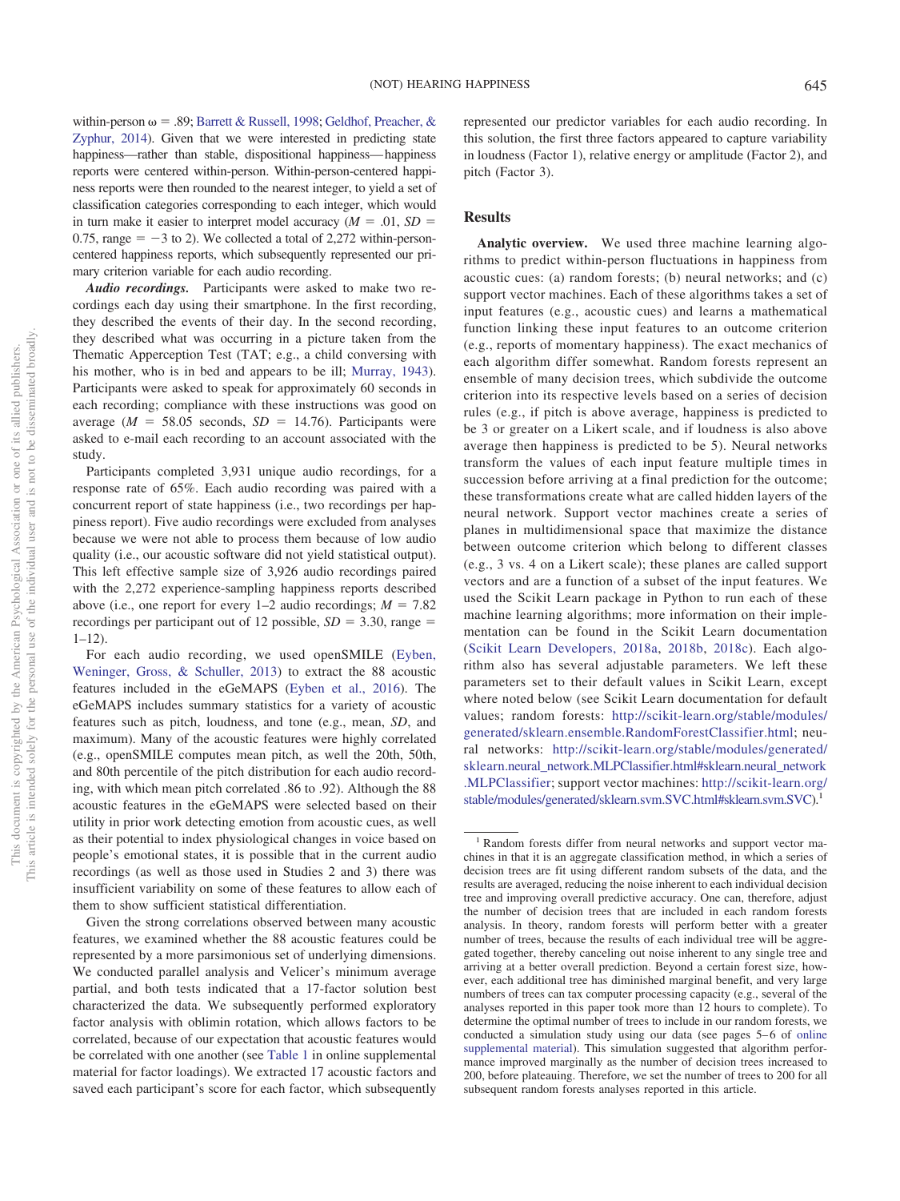within-person ω = .89; Barrett & Russell, 1998; Geldhof, Preacher, & Zyphur, 2014). Given that we were interested in predicting state happiness—rather than stable, dispositional happiness—happiness reports were centered within-person. Within-person-centered happiness reports were then rounded to the nearest integer, to yield a set of classification categories corresponding to each integer, which would in turn make it easier to interpret model accuracy ($M$ = .01, $SD$ = 0.75, range = −3 to 2). We collected a total of 2,272 within-person-centered happiness reports, which subsequently represented our primary criterion variable for each audio recording.

***Audio recordings.*** Participants were asked to make two recordings each day using their smartphone. In the first recording, they described the events of their day. In the second recording, they described what was occurring in a picture taken from the Thematic Apperception Test (TAT; e.g., a child conversing with his mother, who is in bed and appears to be ill; Murray, 1943). Participants were asked to speak for approximately 60 seconds in each recording; compliance with these instructions was good on average ($M$ = 58.05 seconds, $SD$ = 14.76). Participants were asked to e-mail each recording to an account associated with the study.

Participants completed 3,931 unique audio recordings, for a response rate of 65%. Each audio recording was paired with a concurrent report of state happiness (i.e., two recordings per happiness report). Five audio recordings were excluded from analyses because we were not able to process them because of low audio quality (i.e., our acoustic software did not yield statistical output). This left effective sample size of 3,926 audio recordings paired with the 2,272 experience-sampling happiness reports described above (i.e., one report for every 1–2 audio recordings; $M$ = 7.82 recordings per participant out of 12 possible, $SD$ = 3.30, range = 1–12).

For each audio recording, we used openSMILE (Eyben, Weninger, Gross, & Schuller, 2013) to extract the 88 acoustic features included in the eGeMAPS (Eyben et al., 2016). The eGeMAPS includes summary statistics for a variety of acoustic features such as pitch, loudness, and tone (e.g., mean, $SD$, and maximum). Many of the acoustic features were highly correlated (e.g., openSMILE computes mean pitch, as well the 20th, 50th, and 80th percentile of the pitch distribution for each audio recording, with which mean pitch correlated .86 to .92). Although the 88 acoustic features in the eGeMAPS were selected based on their utility in prior work detecting emotion from acoustic cues, as well as their potential to index physiological changes in voice based on people's emotional states, it is possible that in the current audio recordings (as well as those used in Studies 2 and 3) there was insufficient variability on some of these features to allow each of them to show sufficient statistical differentiation.

Given the strong correlations observed between many acoustic features, we examined whether the 88 acoustic features could be represented by a more parsimonious set of underlying dimensions. We conducted parallel analysis and Velicer's minimum average partial, and both tests indicated that a 17-factor solution best characterized the data. We subsequently performed exploratory factor analysis with oblimin rotation, which allows factors to be correlated, because of our expectation that acoustic features would be correlated with one another (see Table 1 in online supplemental material for factor loadings). We extracted 17 acoustic factors and saved each participant's score for each factor, which subsequently represented our predictor variables for each audio recording. In this solution, the first three factors appeared to capture variability in loudness (Factor 1), relative energy or amplitude (Factor 2), and pitch (Factor 3).

## Results

**Analytic overview.** We used three machine learning algorithms to predict within-person fluctuations in happiness from acoustic cues: (a) random forests; (b) neural networks; and (c) support vector machines. Each of these algorithms takes a set of input features (e.g., acoustic cues) and learns a mathematical function linking these input features to an outcome criterion (e.g., reports of momentary happiness). The exact mechanics of each algorithm differ somewhat. Random forests represent an ensemble of many decision trees, which subdivide the outcome criterion into its respective levels based on a series of decision rules (e.g., if pitch is above average, happiness is predicted to be 3 or greater on a Likert scale, and if loudness is also above average then happiness is predicted to be 5). Neural networks transform the values of each input feature multiple times in succession before arriving at a final prediction for the outcome; these transformations create what are called hidden layers of the neural network. Support vector machines create a series of planes in multidimensional space that maximize the distance between outcome criterion which belong to different classes (e.g., 3 vs. 4 on a Likert scale); these planes are called support vectors and are a function of a subset of the input features. We used the Scikit Learn package in Python to run each of these machine learning algorithms; more information on their implementation can be found in the Scikit Learn documentation (Scikit Learn Developers, 2018a, 2018b, 2018c). Each algorithm also has several adjustable parameters. We left these parameters set to their default values in Scikit Learn, except where noted below (see Scikit Learn documentation for default values; random forests: http://scikit-learn.org/stable/modules/generated/sklearn.ensemble.RandomForestClassifier.html; neural networks: http://scikit-learn.org/stable/modules/generated/sklearn.neural_network.MLPClassifier.html#sklearn.neural_network.MLPClassifier; support vector machines: http://scikit-learn.org/stable/modules/generated/sklearn.svm.SVC.html#sklearn.svm.SVC).[1]

---

[1] Random forests differ from neural networks and support vector machines in that it is an aggregate classification method, in which a series of decision trees are fit using different random subsets of the data, and the results are averaged, reducing the noise inherent to each individual decision tree and improving overall predictive accuracy. One can, therefore, adjust the number of decision trees that are included in each random forests analysis. In theory, random forests will perform better with a greater number of trees, because the results of each individual tree will be aggregated together, thereby canceling out noise inherent to any single tree and arriving at a better overall prediction. Beyond a certain forest size, however, each additional tree has diminished marginal benefit, and very large numbers of trees can tax computer processing capacity (e.g., several of the analyses reported in this paper took more than 12 hours to complete). To determine the optimal number of trees to include in our random forests, we conducted a simulation study using our data (see pages 5–6 of online supplemental material). This simulation suggested that algorithm performance improved marginally as the number of decision trees increased to 200, before plateauing. Therefore, we set the number of trees to 200 for all subsequent random forests analyses reported in this article.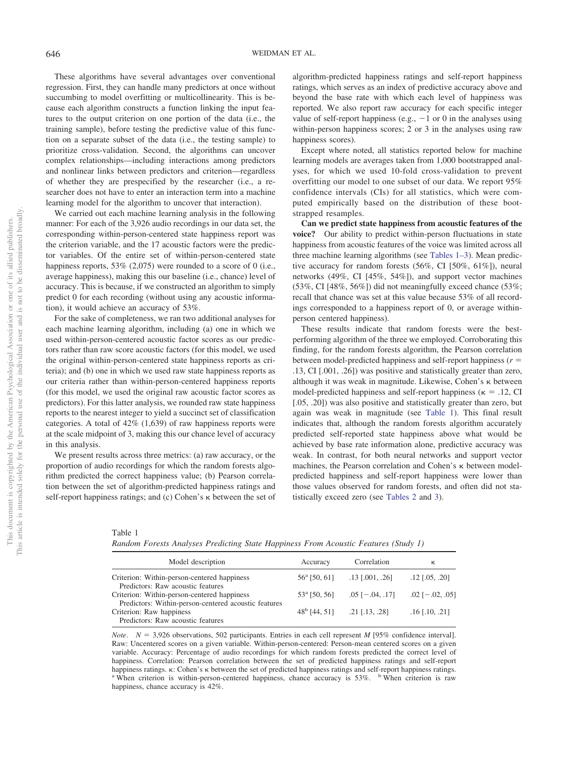These algorithms have several advantages over conventional regression. First, they can handle many predictors at once without succumbing to model overfitting or multicollinearity. This is because each algorithm constructs a function linking the input features to the output criterion on one portion of the data (i.e., the training sample), before testing the predictive value of this function on a separate subset of the data (i.e., the testing sample) to prioritize cross-validation. Second, the algorithms can uncover complex relationships—including interactions among predictors and nonlinear links between predictors and criterion—regardless of whether they are prespecified by the researcher (i.e., a researcher does not have to enter an interaction term into a machine learning model for the algorithm to uncover that interaction).

We carried out each machine learning analysis in the following manner: For each of the 3,926 audio recordings in our data set, the corresponding within-person-centered state happiness report was the criterion variable, and the 17 acoustic factors were the predictor variables. Of the entire set of within-person-centered state happiness reports, 53% (2,075) were rounded to a score of 0 (i.e., average happiness), making this our baseline (i.e., chance) level of accuracy. This is because, if we constructed an algorithm to simply predict 0 for each recording (without using any acoustic information), it would achieve an accuracy of 53%.

For the sake of completeness, we ran two additional analyses for each machine learning algorithm, including (a) one in which we used within-person-centered acoustic factor scores as our predictors rather than raw score acoustic factors (for this model, we used the original within-person-centered state happiness reports as criteria); and (b) one in which we used raw state happiness reports as our criteria rather than within-person-centered happiness reports (for this model, we used the original raw acoustic factor scores as predictors). For this latter analysis, we rounded raw state happiness reports to the nearest integer to yield a succinct set of classification categories. A total of 42% (1,639) of raw happiness reports were at the scale midpoint of 3, making this our chance level of accuracy in this analysis.

We present results across three metrics: (a) raw accuracy, or the proportion of audio recordings for which the random forests algorithm predicted the correct happiness value; (b) Pearson correlation between the set of algorithm-predicted happiness ratings and self-report happiness ratings; and (c) Cohen's κ between the set of algorithm-predicted happiness ratings and self-report happiness ratings, which serves as an index of predictive accuracy above and beyond the base rate with which each level of happiness was reported. We also report raw accuracy for each specific integer value of self-report happiness (e.g., −1 or 0 in the analyses using within-person happiness scores; 2 or 3 in the analyses using raw happiness scores).

Except where noted, all statistics reported below for machine learning models are averages taken from 1,000 bootstrapped analyses, for which we used 10-fold cross-validation to prevent overfitting our model to one subset of our data. We report 95% confidence intervals (CIs) for all statistics, which were computed empirically based on the distribution of these bootstrapped resamples.

**Can we predict state happiness from acoustic features of the voice?** Our ability to predict within-person fluctuations in state happiness from acoustic features of the voice was limited across all three machine learning algorithms (see Tables 1–3). Mean predictive accuracy for random forests (56%, CI [50%, 61%]), neural networks (49%, CI [45%, 54%]), and support vector machines (53%, CI [48%, 56%]) did not meaningfully exceed chance (53%; recall that chance was set at this value because 53% of all recordings corresponded to a happiness report of 0, or average within-person centered happiness).

These results indicate that random forests were the best-performing algorithm of the three we employed. Corroborating this finding, for the random forests algorithm, the Pearson correlation between model-predicted happiness and self-report happiness ($r$ = .13, CI [.001, .26]) was positive and statistically greater than zero, although it was weak in magnitude. Likewise, Cohen's κ between model-predicted happiness and self-report happiness (κ = .12, CI [.05, .20]) was also positive and statistically greater than zero, but again was weak in magnitude (see Table 1). This final result indicates that, although the random forests algorithm accurately predicted self-reported state happiness above what would be achieved by base rate information alone, predictive accuracy was weak. In contrast, for both neural networks and support vector machines, the Pearson correlation and Cohen's κ between model-predicted happiness and self-report happiness were lower than those values observed for random forests, and often did not statistically exceed zero (see Tables 2 and 3).

Table 1
*Random Forests Analyses Predicting State Happiness From Acoustic Features (Study 1)*

| Model description | Accuracy | Correlation | κ |
|---|---|---|---|
| Criterion: Within-person-centered happiness<br>Predictors: Raw acoustic features | 56[a] [50, 61] | .13 [.001, .26] | .12 [.05, .20] |
| Criterion: Within-person-centered happiness<br>Predictors: Within-person-centered acoustic features | 53[a] [50, 56] | .05 [−.04, .17] | .02 [−.02, .05] |
| Criterion: Raw happiness<br>Predictors: Raw acoustic features | 48[b] [44, 51] | .21 [.13, .28] | .16 [.10, .21] |

*Note*. $N$ = 3,926 observations, 502 participants. Entries in each cell represent $M$ [95% confidence interval]. Raw: Uncentered scores on a given variable. Within-person-centered: Person-mean centered scores on a given variable. Accuracy: Percentage of audio recordings for which random forests predicted the correct level of happiness. Correlation: Pearson correlation between the set of predicted happiness ratings and self-report happiness ratings. κ: Cohen's κ between the set of predicted happiness ratings and self-report happiness ratings.
[a] When criterion is within-person-centered happiness, chance accuracy is 53%. [b] When criterion is raw happiness, chance accuracy is 42%.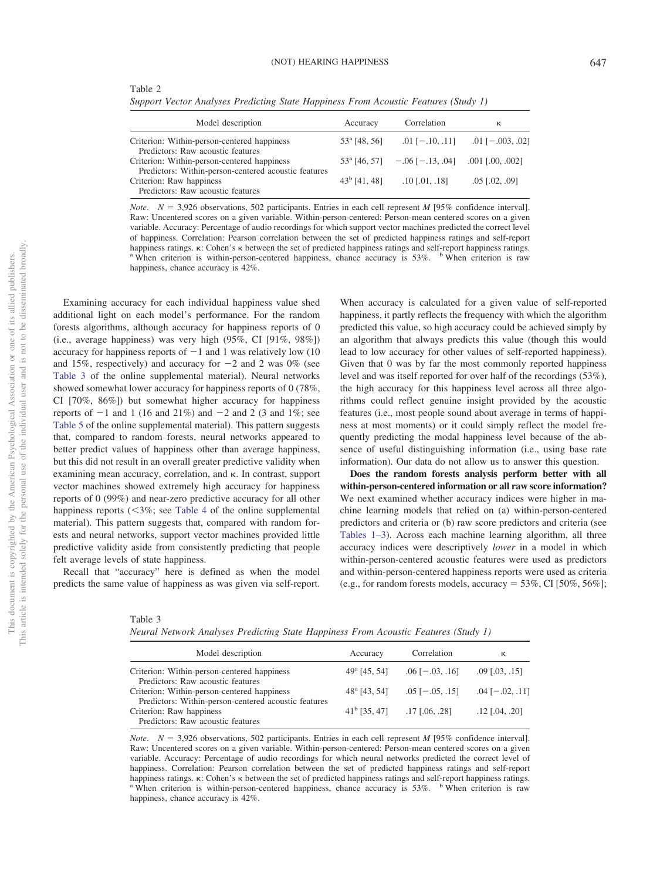Table 2

*Support Vector Analyses Predicting State Happiness From Acoustic Features (Study 1)*

| Model description | Accuracy | Correlation | κ |
|---|---|---|---|
| Criterion: Within-person-centered happiness<br>Predictors: Raw acoustic features | 53[a] [48, 56] | .01 [−.10, .11] | .01 [−.003, .02] |
| Criterion: Within-person-centered happiness<br>Predictors: Within-person-centered acoustic features | 53[a] [46, 57] | −.06 [−.13, .04] | .001 [.00, .002] |
| Criterion: Raw happiness<br>Predictors: Raw acoustic features | 43[b] [41, 48] | .10 [.01, .18] | .05 [.02, .09] |

*Note.* $N$ = 3,926 observations, 502 participants. Entries in each cell represent $M$ [95% confidence interval]. Raw: Uncentered scores on a given variable. Within-person-centered: Person-mean centered scores on a given variable. Accuracy: Percentage of audio recordings for which support vector machines predicted the correct level of happiness. Correlation: Pearson correlation between the set of predicted happiness ratings and self-report happiness ratings. κ: Cohen's κ between the set of predicted happiness ratings and self-report happiness ratings.
[a] When criterion is within-person-centered happiness, chance accuracy is 53%. [b] When criterion is raw happiness, chance accuracy is 42%.

Examining accuracy for each individual happiness value shed additional light on each model's performance. For the random forests algorithms, although accuracy for happiness reports of 0 (i.e., average happiness) was very high (95%, CI [91%, 98%]) accuracy for happiness reports of −1 and 1 was relatively low (10 and 15%, respectively) and accuracy for −2 and 2 was 0% (see Table 3 of the online supplemental material). Neural networks showed somewhat lower accuracy for happiness reports of 0 (78%, CI [70%, 86%]) but somewhat higher accuracy for happiness reports of −1 and 1 (16 and 21%) and −2 and 2 (3 and 1%; see Table 5 of the online supplemental material). This pattern suggests that, compared to random forests, neural networks appeared to better predict values of happiness other than average happiness, but this did not result in an overall greater predictive validity when examining mean accuracy, correlation, and κ. In contrast, support vector machines showed extremely high accuracy for happiness reports of 0 (99%) and near-zero predictive accuracy for all other happiness reports (<3%; see Table 4 of the online supplemental material). This pattern suggests that, compared with random forests and neural networks, support vector machines provided little predictive validity aside from consistently predicting that people felt average levels of state happiness.

Recall that "accuracy" here is defined as when the model predicts the same value of happiness as was given via self-report. When accuracy is calculated for a given value of self-reported happiness, it partly reflects the frequency with which the algorithm predicted this value, so high accuracy could be achieved simply by an algorithm that always predicts this value (though this would lead to low accuracy for other values of self-reported happiness). Given that 0 was by far the most commonly reported happiness level and was itself reported for over half of the recordings (53%), the high accuracy for this happiness level across all three algorithms could reflect genuine insight provided by the acoustic features (i.e., most people sound about average in terms of happiness at most moments) or it could simply reflect the model frequently predicting the modal happiness level because of the absence of useful distinguishing information (i.e., using base rate information). Our data do not allow us to answer this question.

**Does the random forests analysis perform better with all within-person-centered information or all raw score information?** We next examined whether accuracy indices were higher in machine learning models that relied on (a) within-person-centered predictors and criteria or (b) raw score predictors and criteria (see Tables 1–3). Across each machine learning algorithm, all three accuracy indices were descriptively *lower* in a model in which within-person-centered acoustic features were used as predictors and within-person-centered happiness reports were used as criteria (e.g., for random forests models, accuracy = 53%, CI [50%, 56%];

Table 3

*Neural Network Analyses Predicting State Happiness From Acoustic Features (Study 1)*

| Model description | Accuracy | Correlation | κ |
|---|---|---|---|
| Criterion: Within-person-centered happiness<br>Predictors: Raw acoustic features | 49[a] [45, 54] | .06 [−.03, .16] | .09 [.03, .15] |
| Criterion: Within-person-centered happiness<br>Predictors: Within-person-centered acoustic features | 48[a] [43, 54] | .05 [−.05, .15] | .04 [−.02, .11] |
| Criterion: Raw happiness<br>Predictors: Raw acoustic features | 41[b] [35, 47] | .17 [.06, .28] | .12 [.04, .20] |

*Note.* $N$ = 3,926 observations, 502 participants. Entries in each cell represent $M$ [95% confidence interval]. Raw: Uncentered scores on a given variable. Within-person-centered: Person-mean centered scores on a given variable. Accuracy: Percentage of audio recordings for which neural networks predicted the correct level of happiness. Correlation: Pearson correlation between the set of predicted happiness ratings and self-report happiness ratings. κ: Cohen's κ between the set of predicted happiness ratings and self-report happiness ratings.
[a] When criterion is within-person-centered happiness, chance accuracy is 53%. [b] When criterion is raw happiness, chance accuracy is 42%.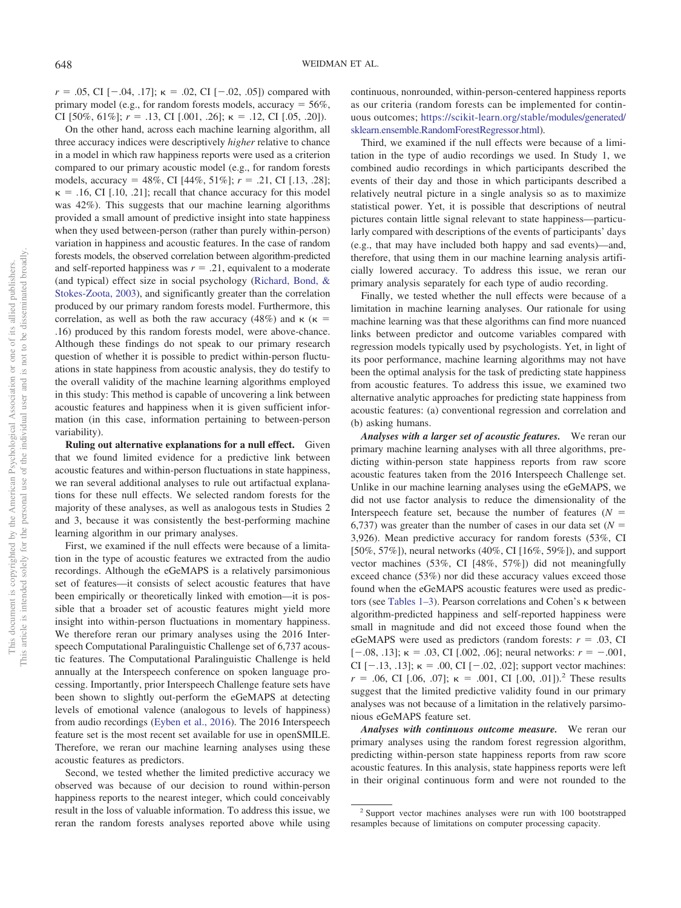$r = .05$, CI [−.04, .17]; $\kappa = .02$, CI [−.02, .05]) compared with primary model (e.g., for random forests models, accuracy = 56%, CI [50%, 61%]; $r = .13$, CI [.001, .26]; $\kappa = .12$, CI [.05, .20]).

On the other hand, across each machine learning algorithm, all three accuracy indices were descriptively *higher* relative to chance in a model in which raw happiness reports were used as a criterion compared to our primary acoustic model (e.g., for random forests models, accuracy = 48%, CI [44%, 51%]; $r = .21$, CI [.13, .28]; $\kappa = .16$, CI [.10, .21]; recall that chance accuracy for this model was 42%). This suggests that our machine learning algorithms provided a small amount of predictive insight into state happiness when they used between-person (rather than purely within-person) variation in happiness and acoustic features. In the case of random forests models, the observed correlation between algorithm-predicted and self-reported happiness was $r = .21$, equivalent to a moderate (and typical) effect size in social psychology (Richard, Bond, & Stokes-Zoota, 2003), and significantly greater than the correlation produced by our primary random forests model. Furthermore, this correlation, as well as both the raw accuracy (48%) and $\kappa$ ($\kappa = .16$) produced by this random forests model, were above-chance. Although these findings do not speak to our primary research question of whether it is possible to predict within-person fluctuations in state happiness from acoustic analysis, they do testify to the overall validity of the machine learning algorithms employed in this study: This method is capable of uncovering a link between acoustic features and happiness when it is given sufficient information (in this case, information pertaining to between-person variability).

**Ruling out alternative explanations for a null effect.** Given that we found limited evidence for a predictive link between acoustic features and within-person fluctuations in state happiness, we ran several additional analyses to rule out artifactual explanations for these null effects. We selected random forests for the majority of these analyses, as well as analogous tests in Studies 2 and 3, because it was consistently the best-performing machine learning algorithm in our primary analyses.

First, we examined if the null effects were because of a limitation in the type of acoustic features we extracted from the audio recordings. Although the eGeMAPS is a relatively parsimonious set of features—it consists of select acoustic features that have been empirically or theoretically linked with emotion—it is possible that a broader set of acoustic features might yield more insight into within-person fluctuations in momentary happiness. We therefore reran our primary analyses using the 2016 Interspeech Computational Paralinguistic Challenge set of 6,737 acoustic features. The Computational Paralinguistic Challenge is held annually at the Interspeech conference on spoken language processing. Importantly, prior Interspeech Challenge feature sets have been shown to slightly out-perform the eGeMAPS at detecting levels of emotional valence (analogous to levels of happiness) from audio recordings (Eyben et al., 2016). The 2016 Interspeech feature set is the most recent set available for use in openSMILE. Therefore, we reran our machine learning analyses using these acoustic features as predictors.

Second, we tested whether the limited predictive accuracy we observed was because of our decision to round within-person happiness reports to the nearest integer, which could conceivably result in the loss of valuable information. To address this issue, we reran the random forests analyses reported above while using continuous, nonrounded, within-person-centered happiness reports as our criteria (random forests can be implemented for continuous outcomes; https://scikit-learn.org/stable/modules/generated/sklearn.ensemble.RandomForestRegressor.html).

Third, we examined if the null effects were because of a limitation in the type of audio recordings we used. In Study 1, we combined audio recordings in which participants described the events of their day and those in which participants described a relatively neutral picture in a single analysis so as to maximize statistical power. Yet, it is possible that descriptions of neutral pictures contain little signal relevant to state happiness—particularly compared with descriptions of the events of participants' days (e.g., that may have included both happy and sad events)—and, therefore, that using them in our machine learning analysis artificially lowered accuracy. To address this issue, we reran our primary analysis separately for each type of audio recording.

Finally, we tested whether the null effects were because of a limitation in machine learning analyses. Our rationale for using machine learning was that these algorithms can find more nuanced links between predictor and outcome variables compared with regression models typically used by psychologists. Yet, in light of its poor performance, machine learning algorithms may not have been the optimal analysis for the task of predicting state happiness from acoustic features. To address this issue, we examined two alternative analytic approaches for predicting state happiness from acoustic features: (a) conventional regression and correlation and (b) asking humans.

***Analyses with a larger set of acoustic features.*** We reran our primary machine learning analyses with all three algorithms, predicting within-person state happiness reports from raw score acoustic features taken from the 2016 Interspeech Challenge set. Unlike in our machine learning analyses using the eGeMAPS, we did not use factor analysis to reduce the dimensionality of the Interspeech feature set, because the number of features ($N$ = 6,737) was greater than the number of cases in our data set ($N$ = 3,926). Mean predictive accuracy for random forests (53%, CI [50%, 57%]), neural networks (40%, CI [16%, 59%]), and support vector machines (53%, CI [48%, 57%]) did not meaningfully exceed chance (53%) nor did these accuracy values exceed those found when the eGeMAPS acoustic features were used as predictors (see Tables 1–3). Pearson correlations and Cohen's $\kappa$ between algorithm-predicted happiness and self-reported happiness were small in magnitude and did not exceed those found when the eGeMAPS were used as predictors (random forests: $r = .03$, CI [−.08, .13]; $\kappa = .03$, CI [.002, .06]; neural networks: $r = -.001$, CI [−.13, .13]; $\kappa = .00$, CI [−.02, .02]; support vector machines: $r = .06$, CI [.06, .07]; $\kappa = .001$, CI [.00, .01]).[2] These results suggest that the limited predictive validity found in our primary analyses was not because of a limitation in the relatively parsimonious eGeMAPS feature set.

***Analyses with continuous outcome measure.*** We reran our primary analyses using the random forest regression algorithm, predicting within-person state happiness reports from raw score acoustic features. In this analysis, state happiness reports were left in their original continuous form and were not rounded to the

[2] Support vector machines analyses were run with 100 bootstrapped resamples because of limitations on computer processing capacity.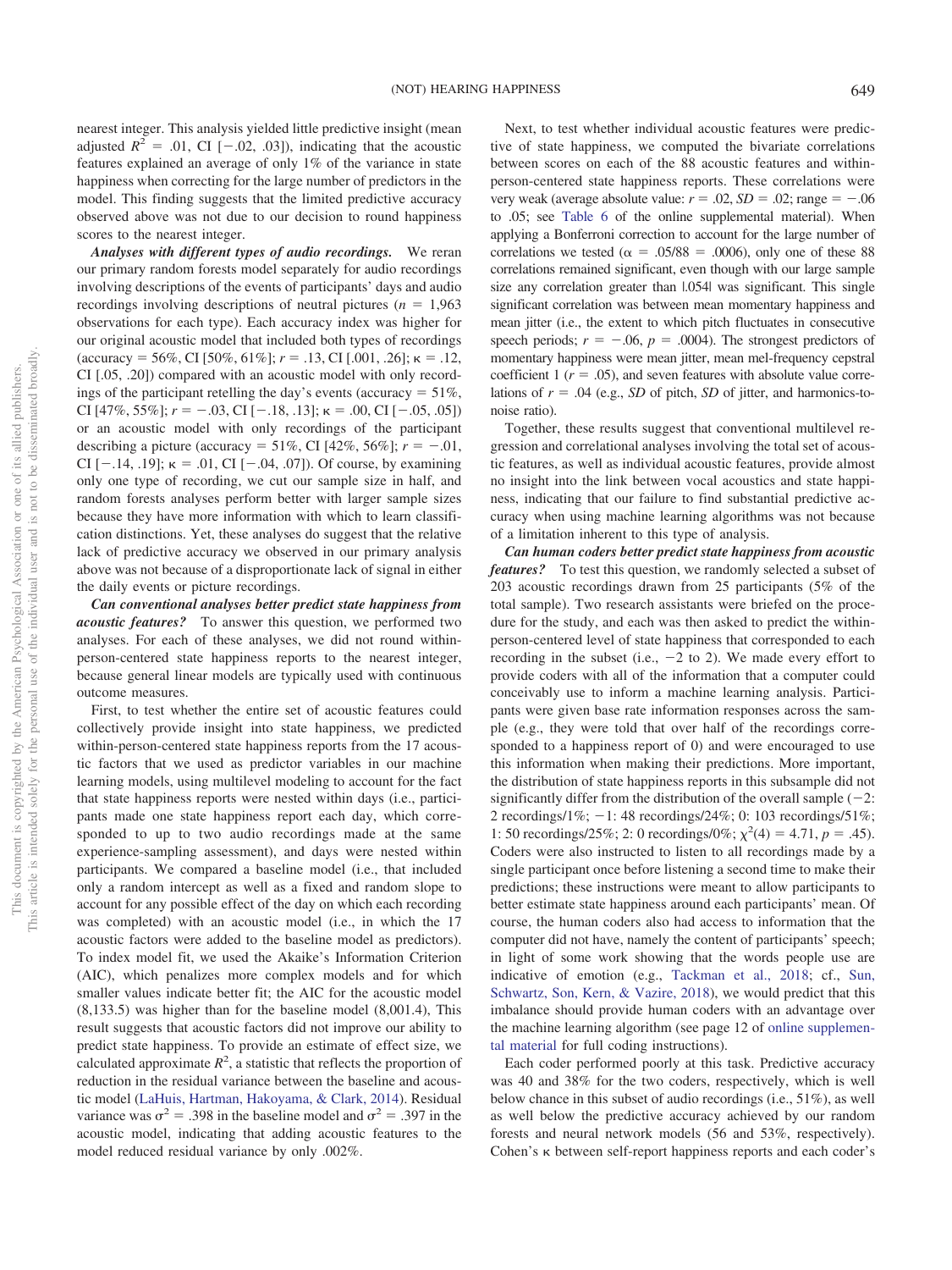nearest integer. This analysis yielded little predictive insight (mean adjusted $R^2$ = .01, CI [−.02, .03]), indicating that the acoustic features explained an average of only 1% of the variance in state happiness when correcting for the large number of predictors in the model. This finding suggests that the limited predictive accuracy observed above was not due to our decision to round happiness scores to the nearest integer.

***Analyses with different types of audio recordings.*** We reran our primary random forests model separately for audio recordings involving descriptions of the events of participants' days and audio recordings involving descriptions of neutral pictures ($n$ = 1,963 observations for each type). Each accuracy index was higher for our original acoustic model that included both types of recordings (accuracy = 56%, CI [50%, 61%]; $r$ = .13, CI [.001, .26]; κ = .12, CI [.05, .20]) compared with an acoustic model with only recordings of the participant retelling the day's events (accuracy = 51%, CI [47%, 55%]; $r$ = −.03, CI [−.18, .13]; κ = .00, CI [−.05, .05]) or an acoustic model with only recordings of the participant describing a picture (accuracy = 51%, CI [42%, 56%]; $r$ = −.01, CI [−.14, .19]; κ = .01, CI [−.04, .07]). Of course, by examining only one type of recording, we cut our sample size in half, and random forests analyses perform better with larger sample sizes because they have more information with which to learn classification distinctions. Yet, these analyses do suggest that the relative lack of predictive accuracy we observed in our primary analysis above was not because of a disproportionate lack of signal in either the daily events or picture recordings.

***Can conventional analyses better predict state happiness from acoustic features?*** To answer this question, we performed two analyses. For each of these analyses, we did not round within-person-centered state happiness reports to the nearest integer, because general linear models are typically used with continuous outcome measures.

First, to test whether the entire set of acoustic features could collectively provide insight into state happiness, we predicted within-person-centered state happiness reports from the 17 acoustic factors that we used as predictor variables in our machine learning models, using multilevel modeling to account for the fact that state happiness reports were nested within days (i.e., participants made one state happiness report each day, which corresponded to up to two audio recordings made at the same experience-sampling assessment), and days were nested within participants. We compared a baseline model (i.e., that included only a random intercept as well as a fixed and random slope to account for any possible effect of the day on which each recording was completed) with an acoustic model (i.e., in which the 17 acoustic factors were added to the baseline model as predictors). To index model fit, we used the Akaike's Information Criterion (AIC), which penalizes more complex models and for which smaller values indicate better fit; the AIC for the acoustic model (8,133.5) was higher than for the baseline model (8,001.4), This result suggests that acoustic factors did not improve our ability to predict state happiness. To provide an estimate of effect size, we calculated approximate $R^2$, a statistic that reflects the proportion of reduction in the residual variance between the baseline and acoustic model (LaHuis, Hartman, Hakoyama, & Clark, 2014). Residual variance was $\sigma^2$ = .398 in the baseline model and $\sigma^2$ = .397 in the acoustic model, indicating that adding acoustic features to the model reduced residual variance by only .002%.

Next, to test whether individual acoustic features were predictive of state happiness, we computed the bivariate correlations between scores on each of the 88 acoustic features and within-person-centered state happiness reports. These correlations were very weak (average absolute value: $r$ = .02, $SD$ = .02; range = −.06 to .05; see Table 6 of the online supplemental material). When applying a Bonferroni correction to account for the large number of correlations we tested (α = .05/88 = .0006), only one of these 88 correlations remained significant, even though with our large sample size any correlation greater than |.054| was significant. This single significant correlation was between mean momentary happiness and mean jitter (i.e., the extent to which pitch fluctuates in consecutive speech periods; $r$ = −.06, $p$ = .0004). The strongest predictors of momentary happiness were mean jitter, mean mel-frequency cepstral coefficient 1 ($r$ = .05), and seven features with absolute value correlations of $r$ = .04 (e.g., $SD$ of pitch, $SD$ of jitter, and harmonics-to-noise ratio).

Together, these results suggest that conventional multilevel regression and correlational analyses involving the total set of acoustic features, as well as individual acoustic features, provide almost no insight into the link between vocal acoustics and state happiness, indicating that our failure to find substantial predictive accuracy when using machine learning algorithms was not because of a limitation inherent to this type of analysis.

***Can human coders better predict state happiness from acoustic features?*** To test this question, we randomly selected a subset of 203 acoustic recordings drawn from 25 participants (5% of the total sample). Two research assistants were briefed on the procedure for the study, and each was then asked to predict the within-person-centered level of state happiness that corresponded to each recording in the subset (i.e., −2 to 2). We made every effort to provide coders with all of the information that a computer could conceivably use to inform a machine learning analysis. Participants were given base rate information responses across the sample (e.g., they were told that over half of the recordings corresponded to a happiness report of 0) and were encouraged to use this information when making their predictions. More important, the distribution of state happiness reports in this subsample did not significantly differ from the distribution of the overall sample (−2: 2 recordings/1%; −1: 48 recordings/24%; 0: 103 recordings/51%; 1: 50 recordings/25%; 2: 0 recordings/0%; $\chi^2(4)$ = 4.71, $p$ = .45). Coders were also instructed to listen to all recordings made by a single participant once before listening a second time to make their predictions; these instructions were meant to allow participants to better estimate state happiness around each participants' mean. Of course, the human coders also had access to information that the computer did not have, namely the content of participants' speech; in light of some work showing that the words people use are indicative of emotion (e.g., Tackman et al., 2018; cf., Sun, Schwartz, Son, Kern, & Vazire, 2018), we would predict that this imbalance should provide human coders with an advantage over the machine learning algorithm (see page 12 of online supplemental material for full coding instructions).

Each coder performed poorly at this task. Predictive accuracy was 40 and 38% for the two coders, respectively, which is well below chance in this subset of audio recordings (i.e., 51%), as well as well below the predictive accuracy achieved by our random forests and neural network models (56 and 53%, respectively). Cohen's κ between self-report happiness reports and each coder's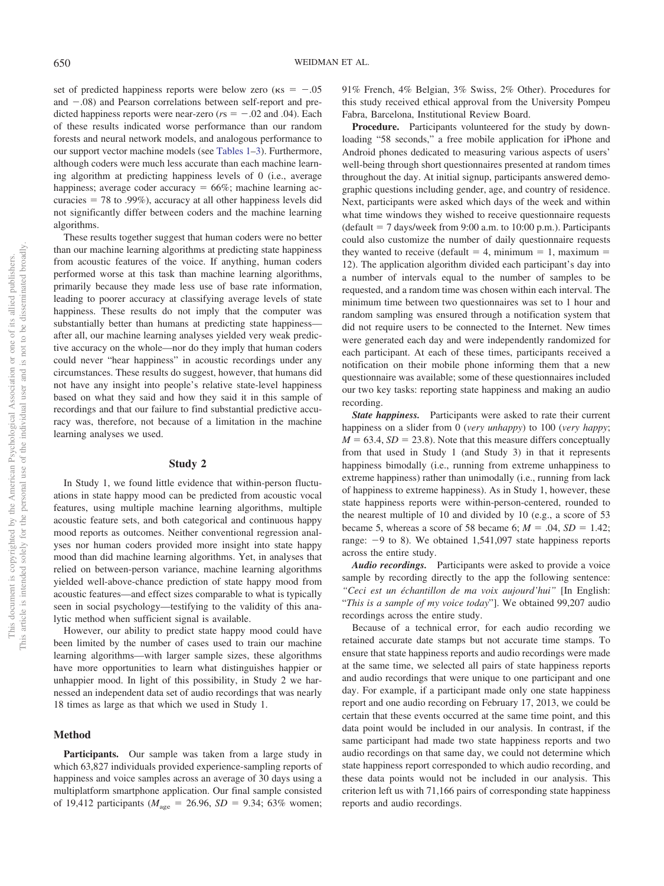set of predicted happiness reports were below zero (κs = −.05 and −.08) and Pearson correlations between self-report and predicted happiness reports were near-zero ($r$s = −.02 and .04). Each of these results indicated worse performance than our random forests and neural network models, and analogous performance to our support vector machine models (see Tables 1–3). Furthermore, although coders were much less accurate than each machine learning algorithm at predicting happiness levels of 0 (i.e., average happiness; average coder accuracy = 66%; machine learning accuracies = 78 to .99%), accuracy at all other happiness levels did not significantly differ between coders and the machine learning algorithms.

These results together suggest that human coders were no better than our machine learning algorithms at predicting state happiness from acoustic features of the voice. If anything, human coders performed worse at this task than machine learning algorithms, primarily because they made less use of base rate information, leading to poorer accuracy at classifying average levels of state happiness. These results do not imply that the computer was substantially better than humans at predicting state happiness—after all, our machine learning analyses yielded very weak predictive accuracy on the whole—nor do they imply that human coders could never "hear happiness" in acoustic recordings under any circumstances. These results do suggest, however, that humans did not have any insight into people's relative state-level happiness based on what they said and how they said it in this sample of recordings and that our failure to find substantial predictive accuracy was, therefore, not because of a limitation in the machine learning analyses we used.

## Study 2

In Study 1, we found little evidence that within-person fluctuations in state happy mood can be predicted from acoustic vocal features, using multiple machine learning algorithms, multiple acoustic feature sets, and both categorical and continuous happy mood reports as outcomes. Neither conventional regression analyses nor human coders provided more insight into state happy mood than did machine learning algorithms. Yet, in analyses that relied on between-person variance, machine learning algorithms yielded well-above-chance prediction of state happy mood from acoustic features—and effect sizes comparable to what is typically seen in social psychology—testifying to the validity of this analytic method when sufficient signal is available.

However, our ability to predict state happy mood could have been limited by the number of cases used to train our machine learning algorithms—with larger sample sizes, these algorithms have more opportunities to learn what distinguishes happier or unhappier mood. In light of this possibility, in Study 2 we harnessed an independent data set of audio recordings that was nearly 18 times as large as that which we used in Study 1.

### Method

**Participants.** Our sample was taken from a large study in which 63,827 individuals provided experience-sampling reports of happiness and voice samples across an average of 30 days using a multiplatform smartphone application. Our final sample consisted of 19,412 participants ($M_{\text{age}}$ = 26.96, $SD$ = 9.34; 63% women; 91% French, 4% Belgian, 3% Swiss, 2% Other). Procedures for this study received ethical approval from the University Pompeu Fabra, Barcelona, Institutional Review Board.

**Procedure.** Participants volunteered for the study by downloading "58 seconds," a free mobile application for iPhone and Android phones dedicated to measuring various aspects of users' well-being through short questionnaires presented at random times throughout the day. At initial signup, participants answered demographic questions including gender, age, and country of residence. Next, participants were asked which days of the week and within what time windows they wished to receive questionnaire requests (default = 7 days/week from 9:00 a.m. to 10:00 p.m.). Participants could also customize the number of daily questionnaire requests they wanted to receive (default = 4, minimum = 1, maximum = 12). The application algorithm divided each participant's day into a number of intervals equal to the number of samples to be requested, and a random time was chosen within each interval. The minimum time between two questionnaires was set to 1 hour and random sampling was ensured through a notification system that did not require users to be connected to the Internet. New times were generated each day and were independently randomized for each participant. At each of these times, participants received a notification on their mobile phone informing them that a new questionnaire was available; some of these questionnaires included our two key tasks: reporting state happiness and making an audio recording.

***State happiness.*** Participants were asked to rate their current happiness on a slider from 0 (*very unhappy*) to 100 (*very happy*; $M$ = 63.4, $SD$ = 23.8). Note that this measure differs conceptually from that used in Study 1 (and Study 3) in that it represents happiness bimodally (i.e., running from extreme unhappiness to extreme happiness) rather than unimodally (i.e., running from lack of happiness to extreme happiness). As in Study 1, however, these state happiness reports were within-person-centered, rounded to the nearest multiple of 10 and divided by 10 (e.g., a score of 53 became 5, whereas a score of 58 became 6; $M$ = .04, $SD$ = 1.42; range: −9 to 8). We obtained 1,541,097 state happiness reports across the entire study.

***Audio recordings.*** Participants were asked to provide a voice sample by recording directly to the app the following sentence: *"Ceci est un échantillon de ma voix aujourd'hui"* [In English: "*This is a sample of my voice today*"]. We obtained 99,207 audio recordings across the entire study.

Because of a technical error, for each audio recording we retained accurate date stamps but not accurate time stamps. To ensure that state happiness reports and audio recordings were made at the same time, we selected all pairs of state happiness reports and audio recordings that were unique to one participant and one day. For example, if a participant made only one state happiness report and one audio recording on February 17, 2013, we could be certain that these events occurred at the same time point, and this data point would be included in our analysis. In contrast, if the same participant had made two state happiness reports and two audio recordings on that same day, we could not determine which state happiness report corresponded to which audio recording, and these data points would not be included in our analysis. This criterion left us with 71,166 pairs of corresponding state happiness reports and audio recordings.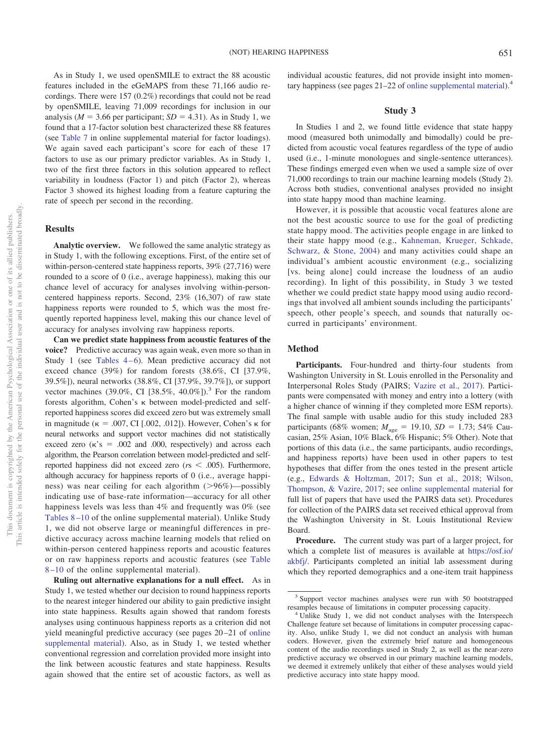As in Study 1, we used openSMILE to extract the 88 acoustic features included in the eGeMAPS from these 71,166 audio recordings. There were 157 (0.2%) recordings that could not be read by openSMILE, leaving 71,009 recordings for inclusion in our analysis ($M$ = 3.66 per participant; $SD$ = 4.31). As in Study 1, we found that a 17-factor solution best characterized these 88 features (see Table 7 in online supplemental material for factor loadings). We again saved each participant's score for each of these 17 factors to use as our primary predictor variables. As in Study 1, two of the first three factors in this solution appeared to reflect variability in loudness (Factor 1) and pitch (Factor 2), whereas Factor 3 showed its highest loading from a feature capturing the rate of speech per second in the recording.

## Results

**Analytic overview.** We followed the same analytic strategy as in Study 1, with the following exceptions. First, of the entire set of within-person-centered state happiness reports, 39% (27,716) were rounded to a score of 0 (i.e., average happiness), making this our chance level of accuracy for analyses involving within-person-centered happiness reports. Second, 23% (16,307) of raw state happiness reports were rounded to 5, which was the most frequently reported happiness level, making this our chance level of accuracy for analyses involving raw happiness reports.

**Can we predict state happiness from acoustic features of the voice?** Predictive accuracy was again weak, even more so than in Study 1 (see Tables 4–6). Mean predictive accuracy did not exceed chance (39%) for random forests (38.6%, CI [37.9%, 39.5%]), neural networks (38.8%, CI [37.9%, 39.7%]), or support vector machines (39.0%, CI [38.5%, 40.0%]).[3] For the random forests algorithm, Cohen's κ between model-predicted and self-reported happiness scores did exceed zero but was extremely small in magnitude (κ = .007, CI [.002, .012]). However, Cohen's κ for neural networks and support vector machines did not statistically exceed zero (κ's = .002 and .000, respectively) and across each algorithm, the Pearson correlation between model-predicted and self-reported happiness did not exceed zero ($r$s < .005). Furthermore, although accuracy for happiness reports of 0 (i.e., average happiness) was near ceiling for each algorithm (>96%)—possibly indicating use of base-rate information—accuracy for all other happiness levels was less than 4% and frequently was 0% (see Tables 8–10 of the online supplemental material). Unlike Study 1, we did not observe large or meaningful differences in predictive accuracy across machine learning models that relied on within-person centered happiness reports and acoustic features or on raw happiness reports and acoustic features (see Table 8–10 of the online supplemental material).

**Ruling out alternative explanations for a null effect.** As in Study 1, we tested whether our decision to round happiness reports to the nearest integer hindered our ability to gain predictive insight into state happiness. Results again showed that random forests analyses using continuous happiness reports as a criterion did not yield meaningful predictive accuracy (see pages 20–21 of online supplemental material). Also, as in Study 1, we tested whether conventional regression and correlation provided more insight into the link between acoustic features and state happiness. Results again showed that the entire set of acoustic factors, as well as individual acoustic features, did not provide insight into momentary happiness (see pages 21–22 of online supplemental material).[4]

## Study 3

In Studies 1 and 2, we found little evidence that state happy mood (measured both unimodally and bimodally) could be predicted from acoustic vocal features regardless of the type of audio used (i.e., 1-minute monologues and single-sentence utterances). These findings emerged even when we used a sample size of over 71,000 recordings to train our machine learning models (Study 2). Across both studies, conventional analyses provided no insight into state happy mood than machine learning.

However, it is possible that acoustic vocal features alone are not the best acoustic source to use for the goal of predicting state happy mood. The activities people engage in are linked to their state happy mood (e.g., Kahneman, Krueger, Schkade, Schwarz, & Stone, 2004) and many activities could shape an individual's ambient acoustic environment (e.g., socializing [vs. being alone] could increase the loudness of an audio recording). In light of this possibility, in Study 3 we tested whether we could predict state happy mood using audio recordings that involved all ambient sounds including the participants' speech, other people's speech, and sounds that naturally occurred in participants' environment.

## Method

**Participants.** Four-hundred and thirty-four students from Washington University in St. Louis enrolled in the Personality and Interpersonal Roles Study (PAIRS; Vazire et al., 2017). Participants were compensated with money and entry into a lottery (with a higher chance of winning if they completed more ESM reports). The final sample with usable audio for this study included 283 participants (68% women; $M_{age}$ = 19.10, $SD$ = 1.73; 54% Caucasian, 25% Asian, 10% Black, 6% Hispanic; 5% Other). Note that portions of this data (i.e., the same participants, audio recordings, and happiness reports) have been used in other papers to test hypotheses that differ from the ones tested in the present article (e.g., Edwards & Holtzman, 2017; Sun et al., 2018; Wilson, Thompson, & Vazire, 2017; see online supplemental material for full list of papers that have used the PAIRS data set). Procedures for collection of the PAIRS data set received ethical approval from the Washington University in St. Louis Institutional Review Board.

**Procedure.** The current study was part of a larger project, for which a complete list of measures is available at https://osf.io/akbfj/. Participants completed an initial lab assessment during which they reported demographics and a one-item trait happiness

---

[3] Support vector machines analyses were run with 50 bootstrapped resamples because of limitations in computer processing capacity.

[4] Unlike Study 1, we did not conduct analyses with the Interspeech Challenge feature set because of limitations in computer processing capacity. Also, unlike Study 1, we did not conduct an analysis with human coders. However, given the extremely brief nature and homogeneous content of the audio recordings used in Study 2, as well as the near-zero predictive accuracy we observed in our primary machine learning models, we deemed it extremely unlikely that either of these analyses would yield predictive accuracy into state happy mood.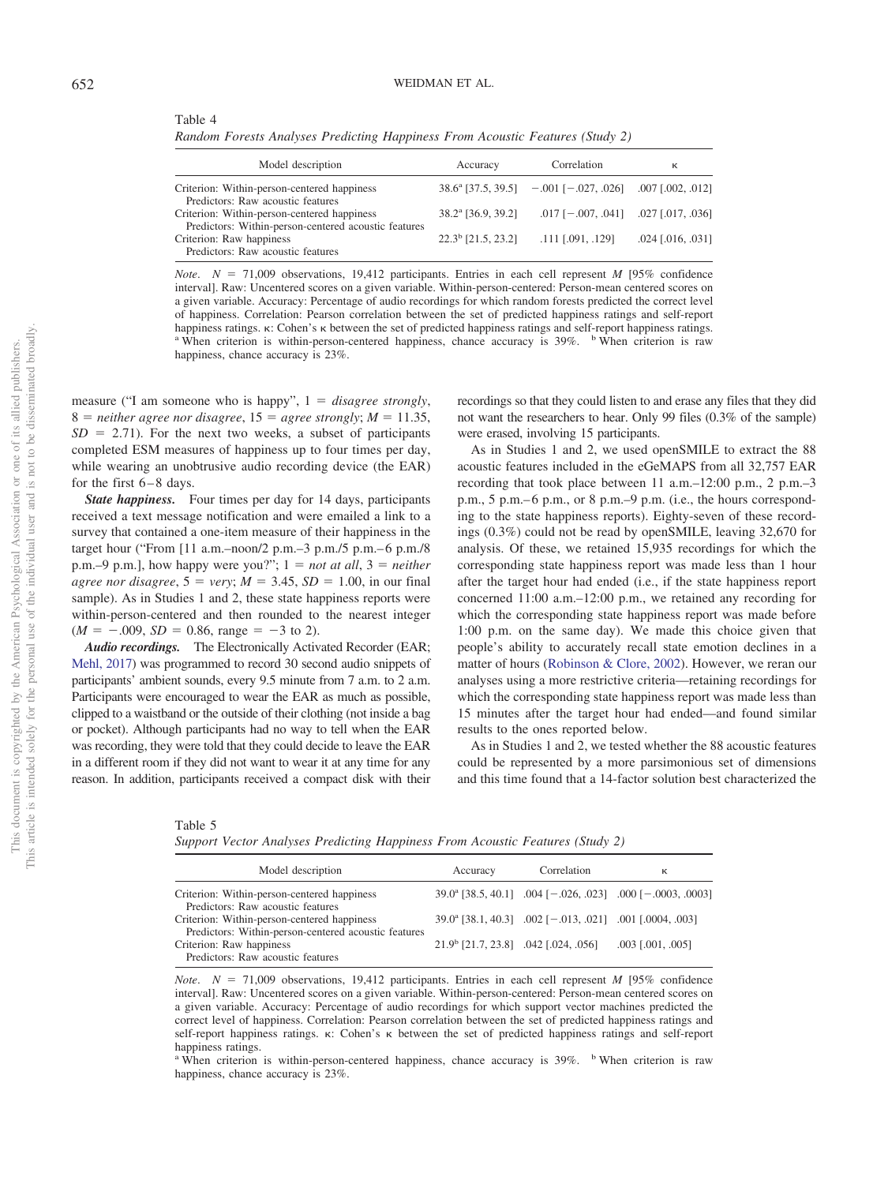Table 4

*Random Forests Analyses Predicting Happiness From Acoustic Features (Study 2)*

| Model description | Accuracy | Correlation | κ |
|---|---|---|---|
| Criterion: Within-person-centered happiness<br>Predictors: Raw acoustic features | 38.6[a] [37.5, 39.5] | −.001 [−.027, .026] | .007 [.002, .012] |
| Criterion: Within-person-centered happiness<br>Predictors: Within-person-centered acoustic features | 38.2[a] [36.9, 39.2] | .017 [−.007, .041] | .027 [.017, .036] |
| Criterion: Raw happiness<br>Predictors: Raw acoustic features | 22.3[b] [21.5, 23.2] | .111 [.091, .129] | .024 [.016, .031] |

*Note.* $N$ = 71,009 observations, 19,412 participants. Entries in each cell represent $M$ [95% confidence interval]. Raw: Uncentered scores on a given variable. Within-person-centered: Person-mean centered scores on a given variable. Accuracy: Percentage of audio recordings for which random forests predicted the correct level of happiness. Correlation: Pearson correlation between the set of predicted happiness ratings and self-report happiness ratings. κ: Cohen's κ between the set of predicted happiness ratings and self-report happiness ratings.
[a] When criterion is within-person-centered happiness, chance accuracy is 39%. [b] When criterion is raw happiness, chance accuracy is 23%.

measure ("I am someone who is happy", 1 = *disagree strongly*, 8 = *neither agree nor disagree*, 15 = *agree strongly*; $M$ = 11.35, $SD$ = 2.71). For the next two weeks, a subset of participants completed ESM measures of happiness up to four times per day, while wearing an unobtrusive audio recording device (the EAR) for the first 6–8 days.

***State happiness.*** Four times per day for 14 days, participants received a text message notification and were emailed a link to a survey that contained a one-item measure of their happiness in the target hour ("From [11 a.m.–noon/2 p.m.–3 p.m./5 p.m.–6 p.m./8 p.m.–9 p.m.], how happy were you?"; 1 = *not at all*, 3 = *neither agree nor disagree*, 5 = *very*; $M$ = 3.45, $SD$ = 1.00, in our final sample). As in Studies 1 and 2, these state happiness reports were within-person-centered and then rounded to the nearest integer ($M$ = −.009, $SD$ = 0.86, range = −3 to 2).

***Audio recordings.*** The Electronically Activated Recorder (EAR; Mehl, 2017) was programmed to record 30 second audio snippets of participants' ambient sounds, every 9.5 minute from 7 a.m. to 2 a.m. Participants were encouraged to wear the EAR as much as possible, clipped to a waistband or the outside of their clothing (not inside a bag or pocket). Although participants had no way to tell when the EAR was recording, they were told that they could decide to leave the EAR in a different room if they did not want to wear it at any time for any reason. In addition, participants received a compact disk with their recordings so that they could listen to and erase any files that they did not want the researchers to hear. Only 99 files (0.3% of the sample) were erased, involving 15 participants.

As in Studies 1 and 2, we used openSMILE to extract the 88 acoustic features included in the eGeMAPS from all 32,757 EAR recording that took place between 11 a.m.–12:00 p.m., 2 p.m.–3 p.m., 5 p.m.–6 p.m., or 8 p.m.–9 p.m. (i.e., the hours corresponding to the state happiness reports). Eighty-seven of these recordings (0.3%) could not be read by openSMILE, leaving 32,670 for analysis. Of these, we retained 15,935 recordings for which the corresponding state happiness report was made less than 1 hour after the target hour had ended (i.e., if the state happiness report concerned 11:00 a.m.–12:00 p.m., we retained any recording for which the corresponding state happiness report was made before 1:00 p.m. on the same day). We made this choice given that people's ability to accurately recall state emotion declines in a matter of hours (Robinson & Clore, 2002). However, we reran our analyses using a more restrictive criteria—retaining recordings for which the corresponding state happiness report was made less than 15 minutes after the target hour had ended—and found similar results to the ones reported below.

As in Studies 1 and 2, we tested whether the 88 acoustic features could be represented by a more parsimonious set of dimensions and this time found that a 14-factor solution best characterized the

Table 5

*Support Vector Analyses Predicting Happiness From Acoustic Features (Study 2)*

| Model description | Accuracy | Correlation | κ |
|---|---|---|---|
| Criterion: Within-person-centered happiness<br>Predictors: Raw acoustic features | 39.0[a] [38.5, 40.1] | .004 [−.026, .023] | .000 [−.0003, .0003] |
| Criterion: Within-person-centered happiness<br>Predictors: Within-person-centered acoustic features | 39.0[a] [38.1, 40.3] | .002 [−.013, .021] | .001 [.0004, .003] |
| Criterion: Raw happiness<br>Predictors: Raw acoustic features | 21.9[b] [21.7, 23.8] | .042 [.024, .056] | .003 [.001, .005] |

*Note.* $N$ = 71,009 observations, 19,412 participants. Entries in each cell represent $M$ [95% confidence interval]. Raw: Uncentered scores on a given variable. Within-person-centered: Person-mean centered scores on a given variable. Accuracy: Percentage of audio recordings for which support vector machines predicted the correct level of happiness. Correlation: Pearson correlation between the set of predicted happiness ratings and self-report happiness ratings. κ: Cohen's κ between the set of predicted happiness ratings and self-report happiness ratings.
[a] When criterion is within-person-centered happiness, chance accuracy is 39%. [b] When criterion is raw happiness, chance accuracy is 23%.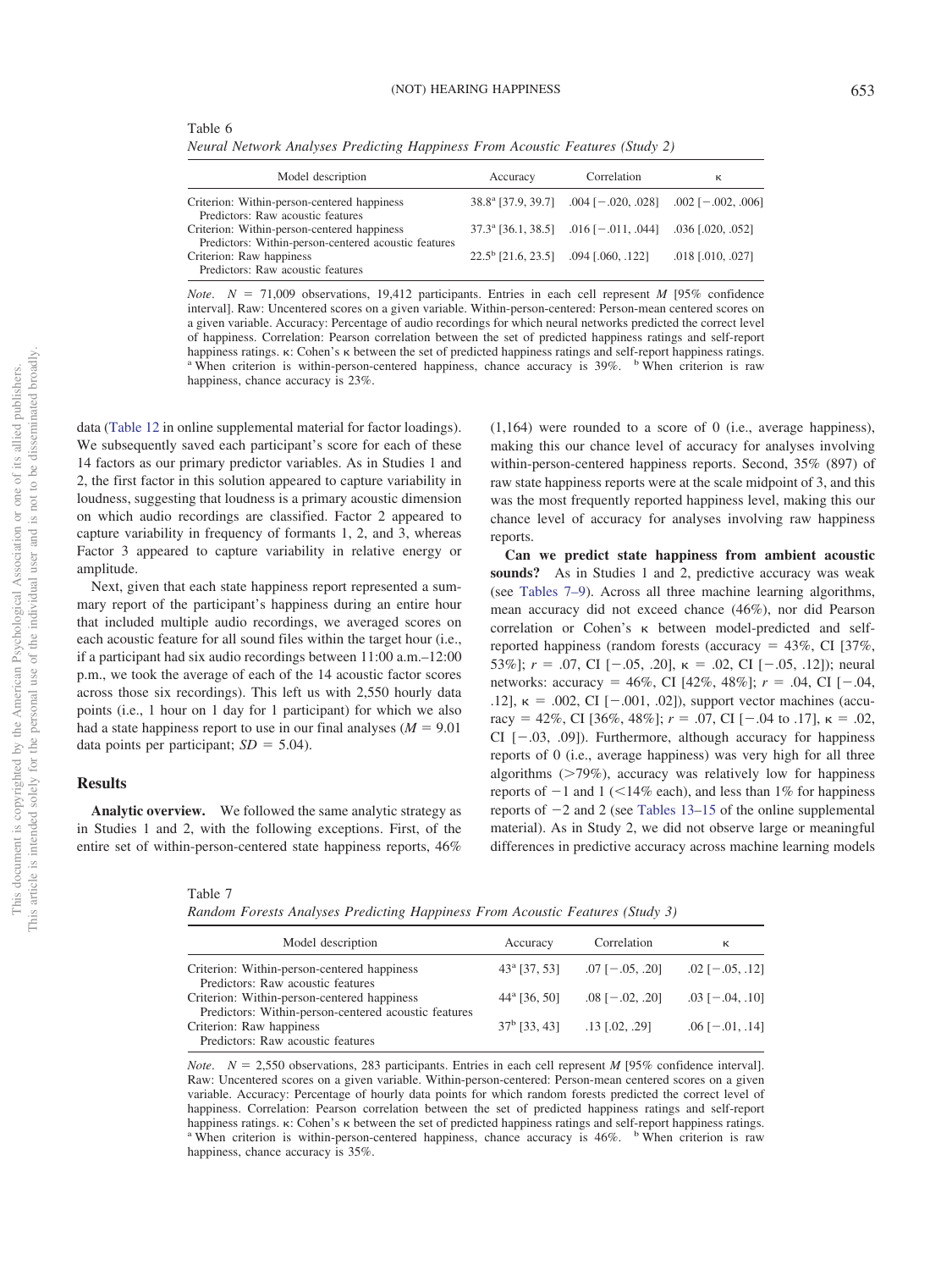Table 6

*Neural Network Analyses Predicting Happiness From Acoustic Features (Study 2)*

| Model description | Accuracy | Correlation | κ |
|---|---|---|---|
| Criterion: Within-person-centered happiness<br>Predictors: Raw acoustic features | 38.8[a] [37.9, 39.7] | .004 [−.020, .028] | .002 [−.002, .006] |
| Criterion: Within-person-centered happiness<br>Predictors: Within-person-centered acoustic features | 37.3[a] [36.1, 38.5] | .016 [−.011, .044] | .036 [.020, .052] |
| Criterion: Raw happiness<br>Predictors: Raw acoustic features | 22.5[b] [21.6, 23.5] | .094 [.060, .122] | .018 [.010, .027] |

*Note*. $N$ = 71,009 observations, 19,412 participants. Entries in each cell represent $M$ [95% confidence interval]. Raw: Uncentered scores on a given variable. Within-person-centered: Person-mean centered scores on a given variable. Accuracy: Percentage of audio recordings for which neural networks predicted the correct level of happiness. Correlation: Pearson correlation between the set of predicted happiness ratings and self-report happiness ratings. κ: Cohen's κ between the set of predicted happiness ratings and self-report happiness ratings. [a] When criterion is within-person-centered happiness, chance accuracy is 39%. [b] When criterion is raw happiness, chance accuracy is 23%.

data (Table 12 in online supplemental material for factor loadings). We subsequently saved each participant's score for each of these 14 factors as our primary predictor variables. As in Studies 1 and 2, the first factor in this solution appeared to capture variability in loudness, suggesting that loudness is a primary acoustic dimension on which audio recordings are classified. Factor 2 appeared to capture variability in frequency of formants 1, 2, and 3, whereas Factor 3 appeared to capture variability in relative energy or amplitude.

Next, given that each state happiness report represented a summary report of the participant's happiness during an entire hour that included multiple audio recordings, we averaged scores on each acoustic feature for all sound files within the target hour (i.e., if a participant had six audio recordings between 11:00 a.m.–12:00 p.m., we took the average of each of the 14 acoustic factor scores across those six recordings). This left us with 2,550 hourly data points (i.e., 1 hour on 1 day for 1 participant) for which we also had a state happiness report to use in our final analyses ($M$ = 9.01 data points per participant; $SD$ = 5.04).

## Results

**Analytic overview.** We followed the same analytic strategy as in Studies 1 and 2, with the following exceptions. First, of the entire set of within-person-centered state happiness reports, 46% (1,164) were rounded to a score of 0 (i.e., average happiness), making this our chance level of accuracy for analyses involving within-person-centered happiness reports. Second, 35% (897) of raw state happiness reports were at the scale midpoint of 3, and this was the most frequently reported happiness level, making this our chance level of accuracy for analyses involving raw happiness reports.

**Can we predict state happiness from ambient acoustic sounds?** As in Studies 1 and 2, predictive accuracy was weak (see Tables 7–9). Across all three machine learning algorithms, mean accuracy did not exceed chance (46%), nor did Pearson correlation or Cohen's κ between model-predicted and self-reported happiness (random forests (accuracy = 43%, CI [37%, 53%]; $r$ = .07, CI [−.05, .20], κ = .02, CI [−.05, .12]); neural networks: accuracy = 46%, CI [42%, 48%]; $r$ = .04, CI [−.04, .12], κ = .002, CI [−.001, .02]), support vector machines (accuracy = 42%, CI [36%, 48%]; $r$ = .07, CI [−.04 to .17], κ = .02, CI [−.03, .09]). Furthermore, although accuracy for happiness reports of 0 (i.e., average happiness) was very high for all three algorithms (>79%), accuracy was relatively low for happiness reports of −1 and 1 (<14% each), and less than 1% for happiness reports of −2 and 2 (see Tables 13–15 of the online supplemental material). As in Study 2, we did not observe large or meaningful differences in predictive accuracy across machine learning models

Table 7

*Random Forests Analyses Predicting Happiness From Acoustic Features (Study 3)*

| Model description | Accuracy | Correlation | κ |
|---|---|---|---|
| Criterion: Within-person-centered happiness<br>Predictors: Raw acoustic features | 43[a] [37, 53] | .07 [−.05, .20] | .02 [−.05, .12] |
| Criterion: Within-person-centered happiness<br>Predictors: Within-person-centered acoustic features | 44[a] [36, 50] | .08 [−.02, .20] | .03 [−.04, .10] |
| Criterion: Raw happiness<br>Predictors: Raw acoustic features | 37[b] [33, 43] | .13 [.02, .29] | .06 [−.01, .14] |

*Note*. $N$ = 2,550 observations, 283 participants. Entries in each cell represent $M$ [95% confidence interval]. Raw: Uncentered scores on a given variable. Within-person-centered: Person-mean centered scores on a given variable. Accuracy: Percentage of hourly data points for which random forests predicted the correct level of happiness. Correlation: Pearson correlation between the set of predicted happiness ratings and self-report happiness ratings. κ: Cohen's κ between the set of predicted happiness ratings and self-report happiness ratings. [a] When criterion is within-person-centered happiness, chance accuracy is 46%. [b] When criterion is raw happiness, chance accuracy is 35%.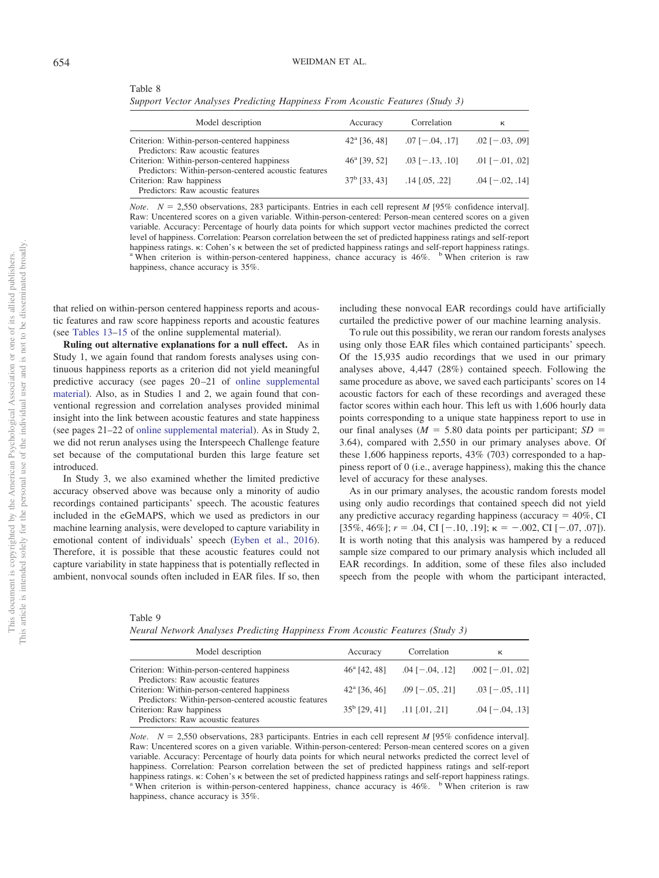Table 8

*Support Vector Analyses Predicting Happiness From Acoustic Features (Study 3)*

| Model description | Accuracy | Correlation | κ |
|---|---|---|---|
| Criterion: Within-person-centered happiness<br>Predictors: Raw acoustic features | 42[a] [36, 48] | .07 [−.04, .17] | .02 [−.03, .09] |
| Criterion: Within-person-centered happiness<br>Predictors: Within-person-centered acoustic features | 46[a] [39, 52] | .03 [−.13, .10] | .01 [−.01, .02] |
| Criterion: Raw happiness<br>Predictors: Raw acoustic features | 37[b] [33, 43] | .14 [.05, .22] | .04 [−.02, .14] |

*Note*. $N$ = 2,550 observations, 283 participants. Entries in each cell represent $M$ [95% confidence interval]. Raw: Uncentered scores on a given variable. Within-person-centered: Person-mean centered scores on a given variable. Accuracy: Percentage of hourly data points for which support vector machines predicted the correct level of happiness. Correlation: Pearson correlation between the set of predicted happiness ratings and self-report happiness ratings. κ: Cohen's κ between the set of predicted happiness ratings and self-report happiness ratings.
[a] When criterion is within-person-centered happiness, chance accuracy is 46%. [b] When criterion is raw happiness, chance accuracy is 35%.

that relied on within-person centered happiness reports and acoustic features and raw score happiness reports and acoustic features (see Tables 13–15 of the online supplemental material).

**Ruling out alternative explanations for a null effect.** As in Study 1, we again found that random forests analyses using continuous happiness reports as a criterion did not yield meaningful predictive accuracy (see pages 20–21 of online supplemental material). Also, as in Studies 1 and 2, we again found that conventional regression and correlation analyses provided minimal insight into the link between acoustic features and state happiness (see pages 21–22 of online supplemental material). As in Study 2, we did not rerun analyses using the Interspeech Challenge feature set because of the computational burden this large feature set introduced.

In Study 3, we also examined whether the limited predictive accuracy observed above was because only a minority of audio recordings contained participants' speech. The acoustic features included in the eGeMAPS, which we used as predictors in our machine learning analysis, were developed to capture variability in emotional content of individuals' speech (Eyben et al., 2016). Therefore, it is possible that these acoustic features could not capture variability in state happiness that is potentially reflected in ambient, nonvocal sounds often included in EAR files. If so, then including these nonvocal EAR recordings could have artificially curtailed the predictive power of our machine learning analysis.

To rule out this possibility, we reran our random forests analyses using only those EAR files which contained participants' speech. Of the 15,935 audio recordings that we used in our primary analyses above, 4,447 (28%) contained speech. Following the same procedure as above, we saved each participants' scores on 14 acoustic factors for each of these recordings and averaged these factor scores within each hour. This left us with 1,606 hourly data points corresponding to a unique state happiness report to use in our final analyses ($M$ = 5.80 data points per participant; $SD$ = 3.64), compared with 2,550 in our primary analyses above. Of these 1,606 happiness reports, 43% (703) corresponded to a happiness report of 0 (i.e., average happiness), making this the chance level of accuracy for these analyses.

As in our primary analyses, the acoustic random forests model using only audio recordings that contained speech did not yield any predictive accuracy regarding happiness (accuracy = 40%, CI [35%, 46%]; $r$ = .04, CI [−.10, .19]; κ = −.002, CI [−.07, .07]). It is worth noting that this analysis was hampered by a reduced sample size compared to our primary analysis which included all EAR recordings. In addition, some of these files also included speech from the people with whom the participant interacted,

Table 9

*Neural Network Analyses Predicting Happiness From Acoustic Features (Study 3)*

| Model description | Accuracy | Correlation | κ |
|---|---|---|---|
| Criterion: Within-person-centered happiness<br>Predictors: Raw acoustic features | 46[a] [42, 48] | .04 [−.04, .12] | .002 [−.01, .02] |
| Criterion: Within-person-centered happiness<br>Predictors: Within-person-centered acoustic features | 42[a] [36, 46] | .09 [−.05, .21] | .03 [−.05, .11] |
| Criterion: Raw happiness<br>Predictors: Raw acoustic features | 35[b] [29, 41] | .11 [.01, .21] | .04 [−.04, .13] |

*Note*. $N$ = 2,550 observations, 283 participants. Entries in each cell represent $M$ [95% confidence interval]. Raw: Uncentered scores on a given variable. Within-person-centered: Person-mean centered scores on a given variable. Accuracy: Percentage of hourly data points for which neural networks predicted the correct level of happiness. Correlation: Pearson correlation between the set of predicted happiness ratings and self-report happiness ratings. κ: Cohen's κ between the set of predicted happiness ratings and self-report happiness ratings.
[a] When criterion is within-person-centered happiness, chance accuracy is 46%. [b] When criterion is raw happiness, chance accuracy is 35%.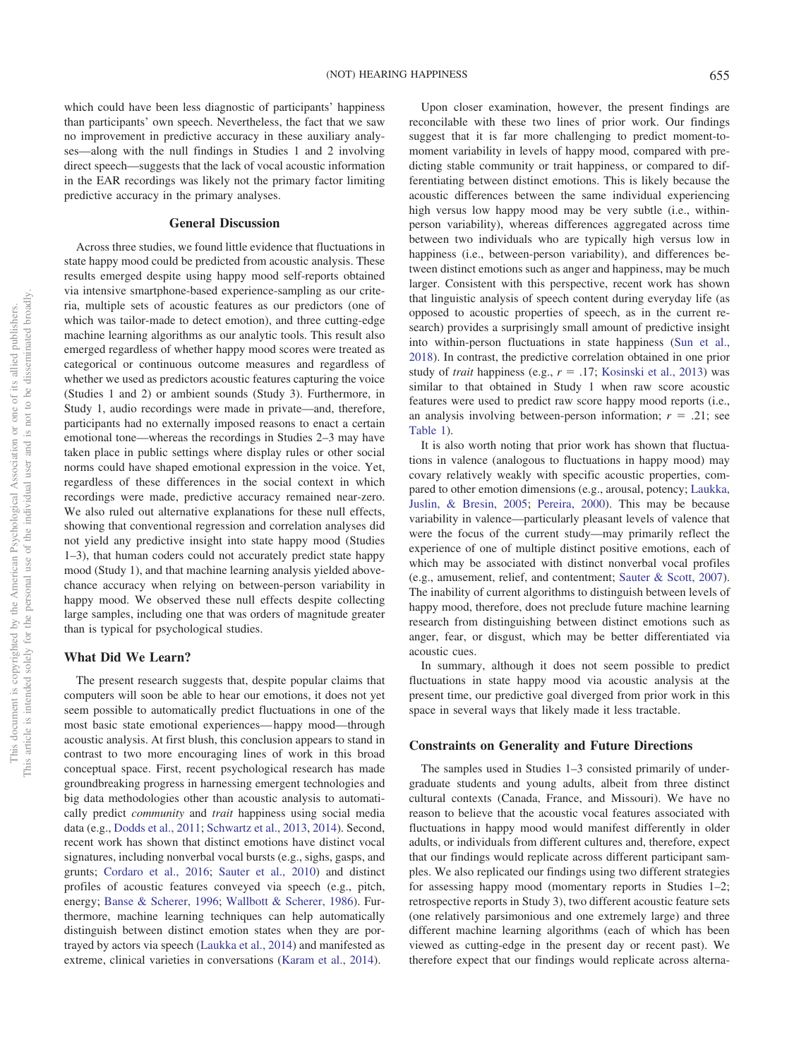which could have been less diagnostic of participants' happiness than participants' own speech. Nevertheless, the fact that we saw no improvement in predictive accuracy in these auxiliary analyses—along with the null findings in Studies 1 and 2 involving direct speech—suggests that the lack of vocal acoustic information in the EAR recordings was likely not the primary factor limiting predictive accuracy in the primary analyses.

## General Discussion

Across three studies, we found little evidence that fluctuations in state happy mood could be predicted from acoustic analysis. These results emerged despite using happy mood self-reports obtained via intensive smartphone-based experience-sampling as our criteria, multiple sets of acoustic features as our predictors (one of which was tailor-made to detect emotion), and three cutting-edge machine learning algorithms as our analytic tools. This result also emerged regardless of whether happy mood scores were treated as categorical or continuous outcome measures and regardless of whether we used as predictors acoustic features capturing the voice (Studies 1 and 2) or ambient sounds (Study 3). Furthermore, in Study 1, audio recordings were made in private—and, therefore, participants had no externally imposed reasons to enact a certain emotional tone—whereas the recordings in Studies 2–3 may have taken place in public settings where display rules or other social norms could have shaped emotional expression in the voice. Yet, regardless of these differences in the social context in which recordings were made, predictive accuracy remained near-zero. We also ruled out alternative explanations for these null effects, showing that conventional regression and correlation analyses did not yield any predictive insight into state happy mood (Studies 1–3), that human coders could not accurately predict state happy mood (Study 1), and that machine learning analysis yielded above-chance accuracy when relying on between-person variability in happy mood. We observed these null effects despite collecting large samples, including one that was orders of magnitude greater than is typical for psychological studies.

### What Did We Learn?

The present research suggests that, despite popular claims that computers will soon be able to hear our emotions, it does not yet seem possible to automatically predict fluctuations in one of the most basic state emotional experiences—happy mood—through acoustic analysis. At first blush, this conclusion appears to stand in contrast to two more encouraging lines of work in this broad conceptual space. First, recent psychological research has made groundbreaking progress in harnessing emergent technologies and big data methodologies other than acoustic analysis to automatically predict *community* and *trait* happiness using social media data (e.g., Dodds et al., 2011; Schwartz et al., 2013, 2014). Second, recent work has shown that distinct emotions have distinct vocal signatures, including nonverbal vocal bursts (e.g., sighs, gasps, and grunts; Cordaro et al., 2016; Sauter et al., 2010) and distinct profiles of acoustic features conveyed via speech (e.g., pitch, energy; Banse & Scherer, 1996; Wallbott & Scherer, 1986). Furthermore, machine learning techniques can help automatically distinguish between distinct emotion states when they are portrayed by actors via speech (Laukka et al., 2014) and manifested as extreme, clinical varieties in conversations (Karam et al., 2014).

Upon closer examination, however, the present findings are reconcilable with these two lines of prior work. Our findings suggest that it is far more challenging to predict moment-to-moment variability in levels of happy mood, compared with predicting stable community or trait happiness, or compared to differentiating between distinct emotions. This is likely because the acoustic differences between the same individual experiencing high versus low happy mood may be very subtle (i.e., within-person variability), whereas differences aggregated across time between two individuals who are typically high versus low in happiness (i.e., between-person variability), and differences between distinct emotions such as anger and happiness, may be much larger. Consistent with this perspective, recent work has shown that linguistic analysis of speech content during everyday life (as opposed to acoustic properties of speech, as in the current research) provides a surprisingly small amount of predictive insight into within-person fluctuations in state happiness (Sun et al., 2018). In contrast, the predictive correlation obtained in one prior study of *trait* happiness (e.g., $r = .17$; Kosinski et al., 2013) was similar to that obtained in Study 1 when raw score acoustic features were used to predict raw score happy mood reports (i.e., an analysis involving between-person information; $r = .21$; see Table 1).

It is also worth noting that prior work has shown that fluctuations in valence (analogous to fluctuations in happy mood) may covary relatively weakly with specific acoustic properties, compared to other emotion dimensions (e.g., arousal, potency; Laukka, Juslin, & Bresin, 2005; Pereira, 2000). This may be because variability in valence—particularly pleasant levels of valence that were the focus of the current study—may primarily reflect the experience of one of multiple distinct positive emotions, each of which may be associated with distinct nonverbal vocal profiles (e.g., amusement, relief, and contentment; Sauter & Scott, 2007). The inability of current algorithms to distinguish between levels of happy mood, therefore, does not preclude future machine learning research from distinguishing between distinct emotions such as anger, fear, or disgust, which may be better differentiated via acoustic cues.

In summary, although it does not seem possible to predict fluctuations in state happy mood via acoustic analysis at the present time, our predictive goal diverged from prior work in this space in several ways that likely made it less tractable.

### Constraints on Generality and Future Directions

The samples used in Studies 1–3 consisted primarily of undergraduate students and young adults, albeit from three distinct cultural contexts (Canada, France, and Missouri). We have no reason to believe that the acoustic vocal features associated with fluctuations in happy mood would manifest differently in older adults, or individuals from different cultures and, therefore, expect that our findings would replicate across different participant samples. We also replicated our findings using two different strategies for assessing happy mood (momentary reports in Studies 1–2; retrospective reports in Study 3), two different acoustic feature sets (one relatively parsimonious and one extremely large) and three different machine learning algorithms (each of which has been viewed as cutting-edge in the present day or recent past). We therefore expect that our findings would replicate across alterna-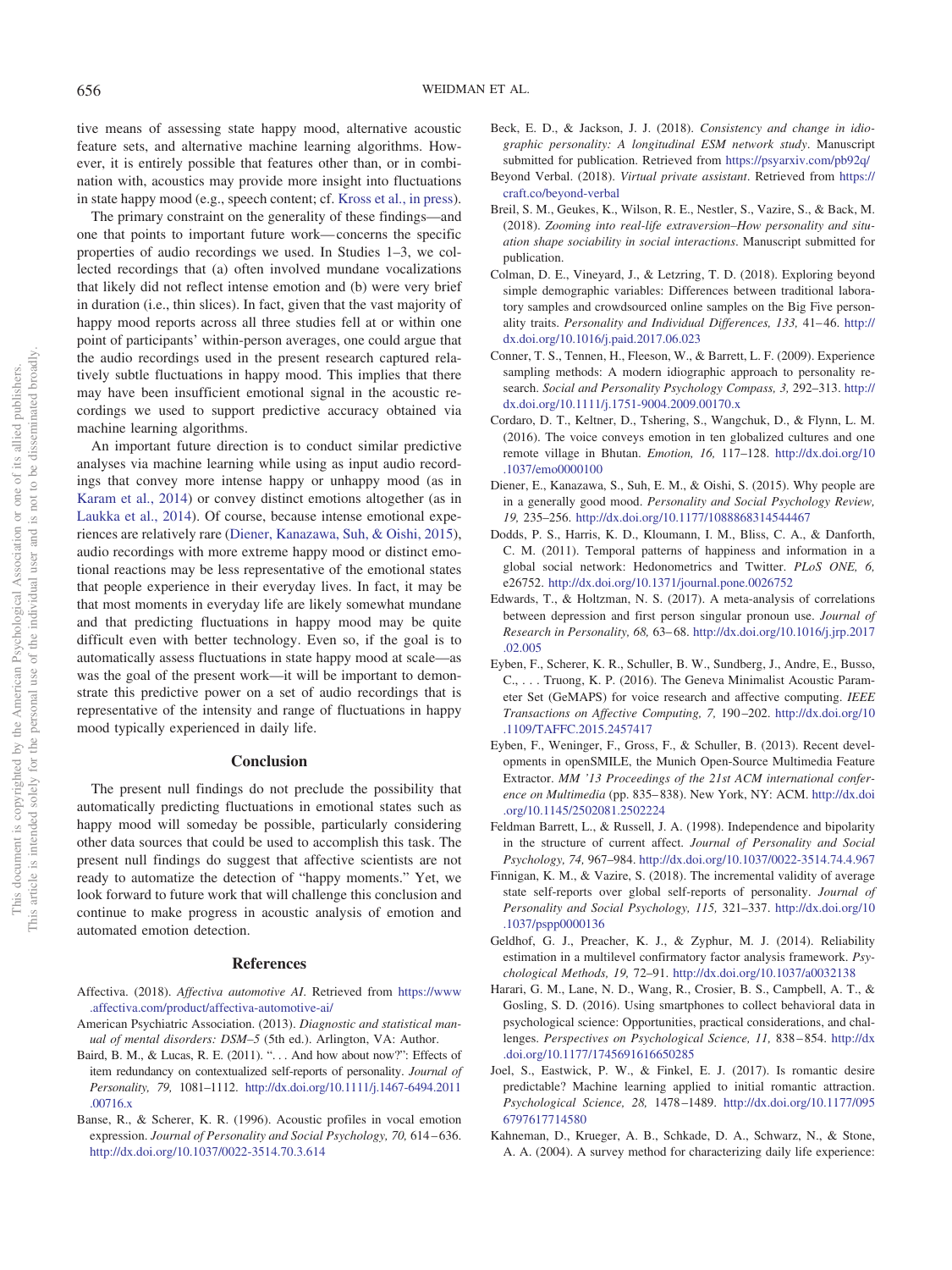tive means of assessing state happy mood, alternative acoustic feature sets, and alternative machine learning algorithms. However, it is entirely possible that features other than, or in combination with, acoustics may provide more insight into fluctuations in state happy mood (e.g., speech content; cf. Kross et al., in press).

The primary constraint on the generality of these findings—and one that points to important future work—concerns the specific properties of audio recordings we used. In Studies 1–3, we collected recordings that (a) often involved mundane vocalizations that likely did not reflect intense emotion and (b) were very brief in duration (i.e., thin slices). In fact, given that the vast majority of happy mood reports across all three studies fell at or within one point of participants' within-person averages, one could argue that the audio recordings used in the present research captured relatively subtle fluctuations in happy mood. This implies that there may have been insufficient emotional signal in the acoustic recordings we used to support predictive accuracy obtained via machine learning algorithms.

An important future direction is to conduct similar predictive analyses via machine learning while using as input audio recordings that convey more intense happy or unhappy mood (as in Karam et al., 2014) or convey distinct emotions altogether (as in Laukka et al., 2014). Of course, because intense emotional experiences are relatively rare (Diener, Kanazawa, Suh, & Oishi, 2015), audio recordings with more extreme happy mood or distinct emotional reactions may be less representative of the emotional states that people experience in their everyday lives. In fact, it may be that most moments in everyday life are likely somewhat mundane and that predicting fluctuations in happy mood may be quite difficult even with better technology. Even so, if the goal is to automatically assess fluctuations in state happy mood at scale—as was the goal of the present work—it will be important to demonstrate this predictive power on a set of audio recordings that is representative of the intensity and range of fluctuations in happy mood typically experienced in daily life.

## Conclusion

The present null findings do not preclude the possibility that automatically predicting fluctuations in emotional states such as happy mood will someday be possible, particularly considering other data sources that could be used to accomplish this task. The present null findings do suggest that affective scientists are not ready to automatize the detection of "happy moments." Yet, we look forward to future work that will challenge this conclusion and continue to make progress in acoustic analysis of emotion and automated emotion detection.

## References

Affectiva. (2018). *Affectiva automotive AI*. Retrieved from https://www.affectiva.com/product/affectiva-automotive-ai/

American Psychiatric Association. (2013). *Diagnostic and statistical manual of mental disorders: DSM–5* (5th ed.). Arlington, VA: Author.

Baird, B. M., & Lucas, R. E. (2011). ". . . And how about now?": Effects of item redundancy on contextualized self-reports of personality. *Journal of Personality, 79,* 1081–1112. http://dx.doi.org/10.1111/j.1467-6494.2011.00716.x

Banse, R., & Scherer, K. R. (1996). Acoustic profiles in vocal emotion expression. *Journal of Personality and Social Psychology, 70,* 614–636. http://dx.doi.org/10.1037/0022-3514.70.3.614

Beck, E. D., & Jackson, J. J. (2018). *Consistency and change in idiographic personality: A longitudinal ESM network study*. Manuscript submitted for publication. Retrieved from https://psyarxiv.com/pb92q/

Beyond Verbal. (2018). *Virtual private assistant*. Retrieved from https://craft.co/beyond-verbal

Breil, S. M., Geukes, K., Wilson, R. E., Nestler, S., Vazire, S., & Back, M. (2018). *Zooming into real-life extraversion–How personality and situation shape sociability in social interactions*. Manuscript submitted for publication.

Colman, D. E., Vineyard, J., & Letzring, T. D. (2018). Exploring beyond simple demographic variables: Differences between traditional laboratory samples and crowdsourced online samples on the Big Five personality traits. *Personality and Individual Differences, 133,* 41–46. http://dx.doi.org/10.1016/j.paid.2017.06.023

Conner, T. S., Tennen, H., Fleeson, W., & Barrett, L. F. (2009). Experience sampling methods: A modern idiographic approach to personality research. *Social and Personality Psychology Compass, 3,* 292–313. http://dx.doi.org/10.1111/j.1751-9004.2009.00170.x

Cordaro, D. T., Keltner, D., Tshering, S., Wangchuk, D., & Flynn, L. M. (2016). The voice conveys emotion in ten globalized cultures and one remote village in Bhutan. *Emotion, 16,* 117–128. http://dx.doi.org/10.1037/emo0000100

Diener, E., Kanazawa, S., Suh, E. M., & Oishi, S. (2015). Why people are in a generally good mood. *Personality and Social Psychology Review, 19,* 235–256. http://dx.doi.org/10.1177/1088868314544467

Dodds, P. S., Harris, K. D., Kloumann, I. M., Bliss, C. A., & Danforth, C. M. (2011). Temporal patterns of happiness and information in a global social network: Hedonometrics and Twitter. *PLoS ONE, 6,* e26752. http://dx.doi.org/10.1371/journal.pone.0026752

Edwards, T., & Holtzman, N. S. (2017). A meta-analysis of correlations between depression and first person singular pronoun use. *Journal of Research in Personality, 68,* 63–68. http://dx.doi.org/10.1016/j.jrp.2017.02.005

Eyben, F., Scherer, K. R., Schuller, B. W., Sundberg, J., Andre, E., Busso, C., . . . Truong, K. P. (2016). The Geneva Minimalist Acoustic Parameter Set (GeMAPS) for voice research and affective computing. *IEEE Transactions on Affective Computing, 7,* 190–202. http://dx.doi.org/10.1109/TAFFC.2015.2457417

Eyben, F., Weninger, F., Gross, F., & Schuller, B. (2013). Recent developments in openSMILE, the Munich Open-Source Multimedia Feature Extractor. *MM '13 Proceedings of the 21st ACM international conference on Multimedia* (pp. 835–838). New York, NY: ACM. http://dx.doi.org/10.1145/2502081.2502224

Feldman Barrett, L., & Russell, J. A. (1998). Independence and bipolarity in the structure of current affect. *Journal of Personality and Social Psychology, 74,* 967–984. http://dx.doi.org/10.1037/0022-3514.74.4.967

Finnigan, K. M., & Vazire, S. (2018). The incremental validity of average state self-reports over global self-reports of personality. *Journal of Personality and Social Psychology, 115,* 321–337. http://dx.doi.org/10.1037/pspp0000136

Geldhof, G. J., Preacher, K. J., & Zyphur, M. J. (2014). Reliability estimation in a multilevel confirmatory factor analysis framework. *Psychological Methods, 19,* 72–91. http://dx.doi.org/10.1037/a0032138

Harari, G. M., Lane, N. D., Wang, R., Crosier, B. S., Campbell, A. T., & Gosling, S. D. (2016). Using smartphones to collect behavioral data in psychological science: Opportunities, practical considerations, and challenges. *Perspectives on Psychological Science, 11,* 838–854. http://dx.doi.org/10.1177/1745691616650285

Joel, S., Eastwick, P. W., & Finkel, E. J. (2017). Is romantic desire predictable? Machine learning applied to initial romantic attraction. *Psychological Science, 28,* 1478–1489. http://dx.doi.org/10.1177/0956797617714580

Kahneman, D., Krueger, A. B., Schkade, D. A., Schwarz, N., & Stone, A. A. (2004). A survey method for characterizing daily life experience: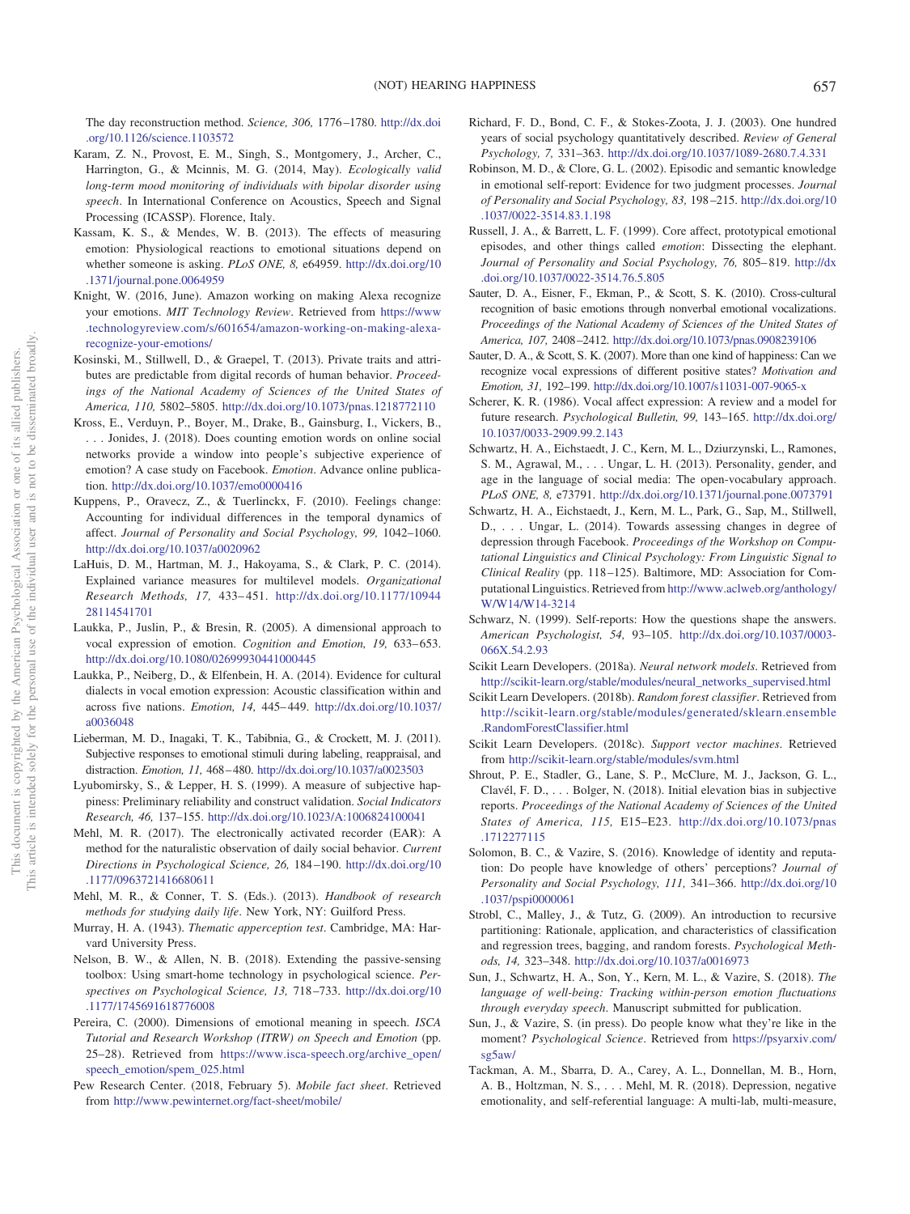The day reconstruction method. *Science, 306,* 1776–1780. http://dx.doi.org/10.1126/science.1103572

Karam, Z. N., Provost, E. M., Singh, S., Montgomery, J., Archer, C., Harrington, G., & Mcinnis, M. G. (2014, May). *Ecologically valid long-term mood monitoring of individuals with bipolar disorder using speech*. In International Conference on Acoustics, Speech and Signal Processing (ICASSP). Florence, Italy.

Kassam, K. S., & Mendes, W. B. (2013). The effects of measuring emotion: Physiological reactions to emotional situations depend on whether someone is asking. *PLoS ONE, 8,* e64959. http://dx.doi.org/10.1371/journal.pone.0064959

Knight, W. (2016, June). Amazon working on making Alexa recognize your emotions. *MIT Technology Review*. Retrieved from https://www.technologyreview.com/s/601654/amazon-working-on-making-alexa-recognize-your-emotions/

Kosinski, M., Stillwell, D., & Graepel, T. (2013). Private traits and attributes are predictable from digital records of human behavior. *Proceedings of the National Academy of Sciences of the United States of America, 110,* 5802–5805. http://dx.doi.org/10.1073/pnas.1218772110

Kross, E., Verduyn, P., Boyer, M., Drake, B., Gainsburg, I., Vickers, B., . . . Jonides, J. (2018). Does counting emotion words on online social networks provide a window into people's subjective experience of emotion? A case study on Facebook. *Emotion*. Advance online publication. http://dx.doi.org/10.1037/emo0000416

Kuppens, P., Oravecz, Z., & Tuerlinckx, F. (2010). Feelings change: Accounting for individual differences in the temporal dynamics of affect. *Journal of Personality and Social Psychology, 99,* 1042–1060. http://dx.doi.org/10.1037/a0020962

LaHuis, D. M., Hartman, M. J., Hakoyama, S., & Clark, P. C. (2014). Explained variance measures for multilevel models. *Organizational Research Methods, 17,* 433–451. http://dx.doi.org/10.1177/1094428114541701

Laukka, P., Juslin, P., & Bresin, R. (2005). A dimensional approach to vocal expression of emotion. *Cognition and Emotion, 19,* 633–653. http://dx.doi.org/10.1080/02699930441000445

Laukka, P., Neiberg, D., & Elfenbein, H. A. (2014). Evidence for cultural dialects in vocal emotion expression: Acoustic classification within and across five nations. *Emotion, 14,* 445–449. http://dx.doi.org/10.1037/a0036048

Lieberman, M. D., Inagaki, T. K., Tabibnia, G., & Crockett, M. J. (2011). Subjective responses to emotional stimuli during labeling, reappraisal, and distraction. *Emotion, 11,* 468–480. http://dx.doi.org/10.1037/a0023503

Lyubomirsky, S., & Lepper, H. S. (1999). A measure of subjective happiness: Preliminary reliability and construct validation. *Social Indicators Research, 46,* 137–155. http://dx.doi.org/10.1023/A:1006824100041

Mehl, M. R. (2017). The electronically activated recorder (EAR): A method for the naturalistic observation of daily social behavior. *Current Directions in Psychological Science, 26,* 184–190. http://dx.doi.org/10.1177/0963721416680611

Mehl, M. R., & Conner, T. S. (Eds.). (2013). *Handbook of research methods for studying daily life*. New York, NY: Guilford Press.

Murray, H. A. (1943). *Thematic apperception test*. Cambridge, MA: Harvard University Press.

Nelson, B. W., & Allen, N. B. (2018). Extending the passive-sensing toolbox: Using smart-home technology in psychological science. *Perspectives on Psychological Science, 13,* 718–733. http://dx.doi.org/10.1177/1745691618776008

Pereira, C. (2000). Dimensions of emotional meaning in speech. *ISCA Tutorial and Research Workshop (ITRW) on Speech and Emotion* (pp. 25–28). Retrieved from https://www.isca-speech.org/archive_open/speech_emotion/spem_025.html

Pew Research Center. (2018, February 5). *Mobile fact sheet*. Retrieved from http://www.pewinternet.org/fact-sheet/mobile/

Richard, F. D., Bond, C. F., & Stokes-Zoota, J. J. (2003). One hundred years of social psychology quantitatively described. *Review of General Psychology, 7,* 331–363. http://dx.doi.org/10.1037/1089-2680.7.4.331

Robinson, M. D., & Clore, G. L. (2002). Episodic and semantic knowledge in emotional self-report: Evidence for two judgment processes. *Journal of Personality and Social Psychology, 83,* 198–215. http://dx.doi.org/10.1037/0022-3514.83.1.198

Russell, J. A., & Barrett, L. F. (1999). Core affect, prototypical emotional episodes, and other things called *emotion*: Dissecting the elephant. *Journal of Personality and Social Psychology, 76,* 805–819. http://dx.doi.org/10.1037/0022-3514.76.5.805

Sauter, D. A., Eisner, F., Ekman, P., & Scott, S. K. (2010). Cross-cultural recognition of basic emotions through nonverbal emotional vocalizations. *Proceedings of the National Academy of Sciences of the United States of America, 107,* 2408–2412. http://dx.doi.org/10.1073/pnas.0908239106

Sauter, D. A., & Scott, S. K. (2007). More than one kind of happiness: Can we recognize vocal expressions of different positive states? *Motivation and Emotion, 31,* 192–199. http://dx.doi.org/10.1007/s11031-007-9065-x

Scherer, K. R. (1986). Vocal affect expression: A review and a model for future research. *Psychological Bulletin, 99,* 143–165. http://dx.doi.org/10.1037/0033-2909.99.2.143

Schwartz, H. A., Eichstaedt, J. C., Kern, M. L., Dziurzynski, L., Ramones, S. M., Agrawal, M., . . . Ungar, L. H. (2013). Personality, gender, and age in the language of social media: The open-vocabulary approach. *PLoS ONE, 8,* e73791. http://dx.doi.org/10.1371/journal.pone.0073791

Schwartz, H. A., Eichstaedt, J., Kern, M. L., Park, G., Sap, M., Stillwell, D., . . . Ungar, L. (2014). Towards assessing changes in degree of depression through Facebook. *Proceedings of the Workshop on Computational Linguistics and Clinical Psychology: From Linguistic Signal to Clinical Reality* (pp. 118–125). Baltimore, MD: Association for Computational Linguistics. Retrieved from http://www.aclweb.org/anthology/W/W14/W14-3214

Schwarz, N. (1999). Self-reports: How the questions shape the answers. *American Psychologist, 54,* 93–105. http://dx.doi.org/10.1037/0003-066X.54.2.93

Scikit Learn Developers. (2018a). *Neural network models*. Retrieved from http://scikit-learn.org/stable/modules/neural_networks_supervised.html

Scikit Learn Developers. (2018b). *Random forest classifier*. Retrieved from http://scikit-learn.org/stable/modules/generated/sklearn.ensemble.RandomForestClassifier.html

Scikit Learn Developers. (2018c). *Support vector machines*. Retrieved from http://scikit-learn.org/stable/modules/svm.html

Shrout, P. E., Stadler, G., Lane, S. P., McClure, M. J., Jackson, G. L., Clavél, F. D., . . . Bolger, N. (2018). Initial elevation bias in subjective reports. *Proceedings of the National Academy of Sciences of the United States of America, 115,* E15–E23. http://dx.doi.org/10.1073/pnas.1712277115

Solomon, B. C., & Vazire, S. (2016). Knowledge of identity and reputation: Do people have knowledge of others' perceptions? *Journal of Personality and Social Psychology, 111,* 341–366. http://dx.doi.org/10.1037/pspi0000061

Strobl, C., Malley, J., & Tutz, G. (2009). An introduction to recursive partitioning: Rationale, application, and characteristics of classification and regression trees, bagging, and random forests. *Psychological Methods, 14,* 323–348. http://dx.doi.org/10.1037/a0016973

Sun, J., Schwartz, H. A., Son, Y., Kern, M. L., & Vazire, S. (2018). *The language of well-being: Tracking within-person emotion fluctuations through everyday speech*. Manuscript submitted for publication.

Sun, J., & Vazire, S. (in press). Do people know what they're like in the moment? *Psychological Science*. Retrieved from https://psyarxiv.com/sg5aw/

Tackman, A. M., Sbarra, D. A., Carey, A. L., Donnellan, M. B., Horn, A. B., Holtzman, N. S., . . . Mehl, M. R. (2018). Depression, negative emotionality, and self-referential language: A multi-lab, multi-measure,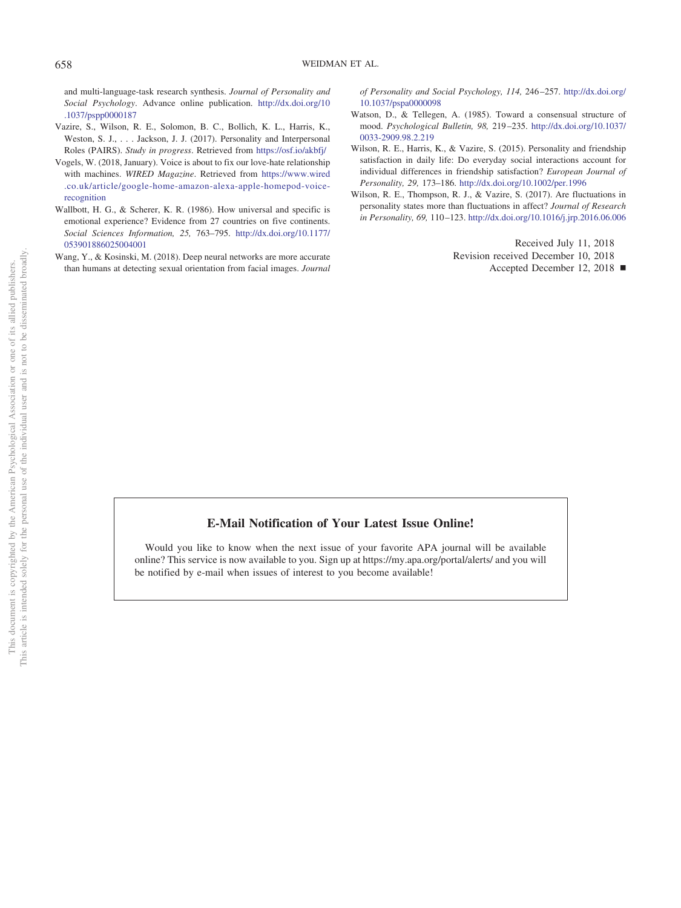and multi-language-task research synthesis. *Journal of Personality and Social Psychology*. Advance online publication. http://dx.doi.org/10.1037/pspp0000187

Vazire, S., Wilson, R. E., Solomon, B. C., Bollich, K. L., Harris, K., Weston, S. J., . . . Jackson, J. J. (2017). Personality and Interpersonal Roles (PAIRS). *Study in progress*. Retrieved from https://osf.io/akbfj/

Vogels, W. (2018, January). Voice is about to fix our love-hate relationship with machines. *WIRED Magazine*. Retrieved from https://www.wired.co.uk/article/google-home-amazon-alexa-apple-homepod-voice-recognition

Wallbott, H. G., & Scherer, K. R. (1986). How universal and specific is emotional experience? Evidence from 27 countries on five continents. *Social Sciences Information, 25,* 763–795. http://dx.doi.org/10.1177/053901886025004001

Wang, Y., & Kosinski, M. (2018). Deep neural networks are more accurate than humans at detecting sexual orientation from facial images. *Journal of Personality and Social Psychology, 114,* 246–257. http://dx.doi.org/10.1037/pspa0000098

Watson, D., & Tellegen, A. (1985). Toward a consensual structure of mood. *Psychological Bulletin, 98,* 219–235. http://dx.doi.org/10.1037/0033-2909.98.2.219

Wilson, R. E., Harris, K., & Vazire, S. (2015). Personality and friendship satisfaction in daily life: Do everyday social interactions account for individual differences in friendship satisfaction? *European Journal of Personality, 29,* 173–186. http://dx.doi.org/10.1002/per.1996

Wilson, R. E., Thompson, R. J., & Vazire, S. (2017). Are fluctuations in personality states more than fluctuations in affect? *Journal of Research in Personality, 69,* 110–123. http://dx.doi.org/10.1016/j.jrp.2016.06.006

Received July 11, 2018
Revision received December 10, 2018
Accepted December 12, 2018 ■

## E-Mail Notification of Your Latest Issue Online!

Would you like to know when the next issue of your favorite APA journal will be available online? This service is now available to you. Sign up at https://my.apa.org/portal/alerts/ and you will be notified by e-mail when issues of interest to you become available!